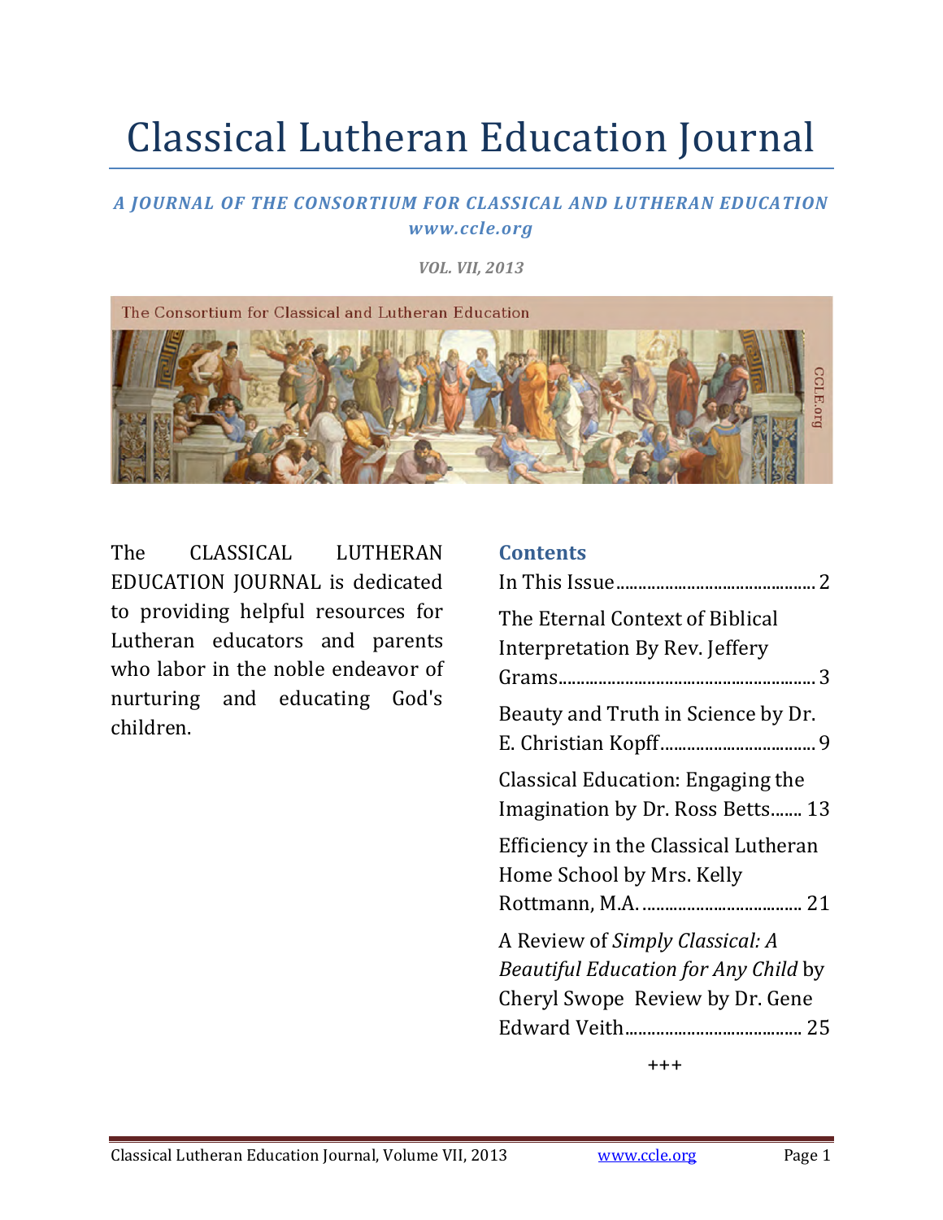# Classical Lutheran Education Journal

***A JOURNAL OF THE CONSORTIUM FOR CLASSICAL AND LUTHERAN EDUCATION***
***www.ccle.org***

*VOL. VII, 2013*

The CLASSICAL LUTHERAN EDUCATION JOURNAL is dedicated to providing helpful resources for Lutheran educators and parents who labor in the noble endeavor of nurturing and educating God's children.

## Contents

In This Issue ........................................... 2

The Eternal Context of Biblical Interpretation By Rev. Jeffery Grams........................................................ 3

Beauty and Truth in Science by Dr. E. Christian Kopff.................................. 9

Classical Education: Engaging the Imagination by Dr. Ross Betts....... 13

Efficiency in the Classical Lutheran Home School by Mrs. Kelly Rottmann, M.A. ................................... 21

A Review of *Simply Classical: A Beautiful Education for Any Child* by Cheryl Swope Review by Dr. Gene Edward Veith....................................... 25

+++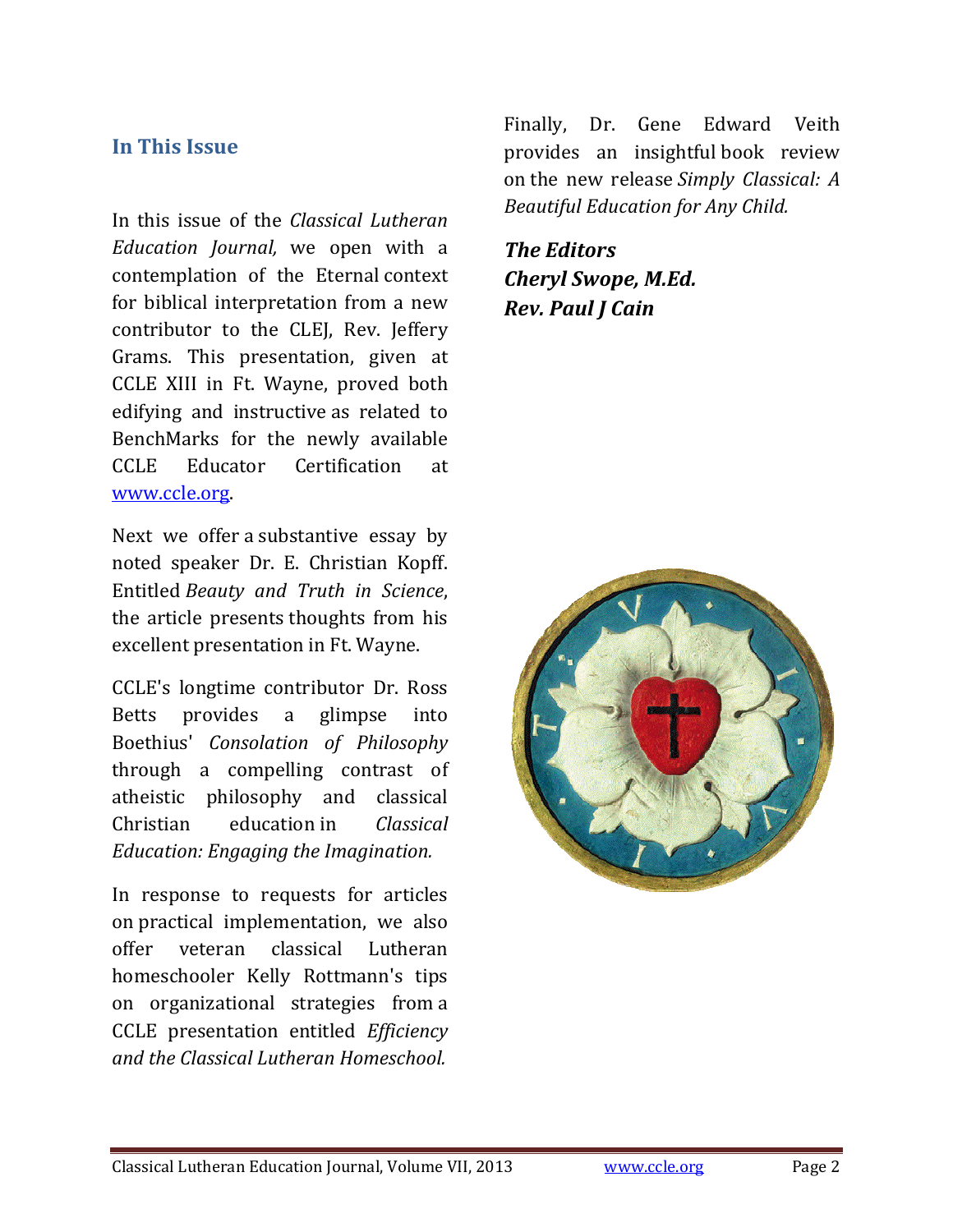## In This Issue

In this issue of the *Classical Lutheran Education Journal,* we open with a contemplation of the Eternal context for biblical interpretation from a new contributor to the CLEJ, Rev. Jeffery Grams. This presentation, given at CCLE XIII in Ft. Wayne, proved both edifying and instructive as related to BenchMarks for the newly available CCLE Educator Certification at www.ccle.org.

Next we offer a substantive essay by noted speaker Dr. E. Christian Kopff. Entitled *Beauty and Truth in Science*, the article presents thoughts from his excellent presentation in Ft. Wayne.

CCLE's longtime contributor Dr. Ross Betts provides a glimpse into Boethius' *Consolation of Philosophy* through a compelling contrast of atheistic philosophy and classical Christian education in *Classical Education: Engaging the Imagination.*

In response to requests for articles on practical implementation, we also offer veteran classical Lutheran homeschooler Kelly Rottmann's tips on organizational strategies from a CCLE presentation entitled *Efficiency and the Classical Lutheran Homeschool.*

Finally, Dr. Gene Edward Veith provides an insightful book review on the new release *Simply Classical: A Beautiful Education for Any Child.*

***The Editors***
***Cheryl Swope, M.Ed.***
***Rev. Paul J Cain***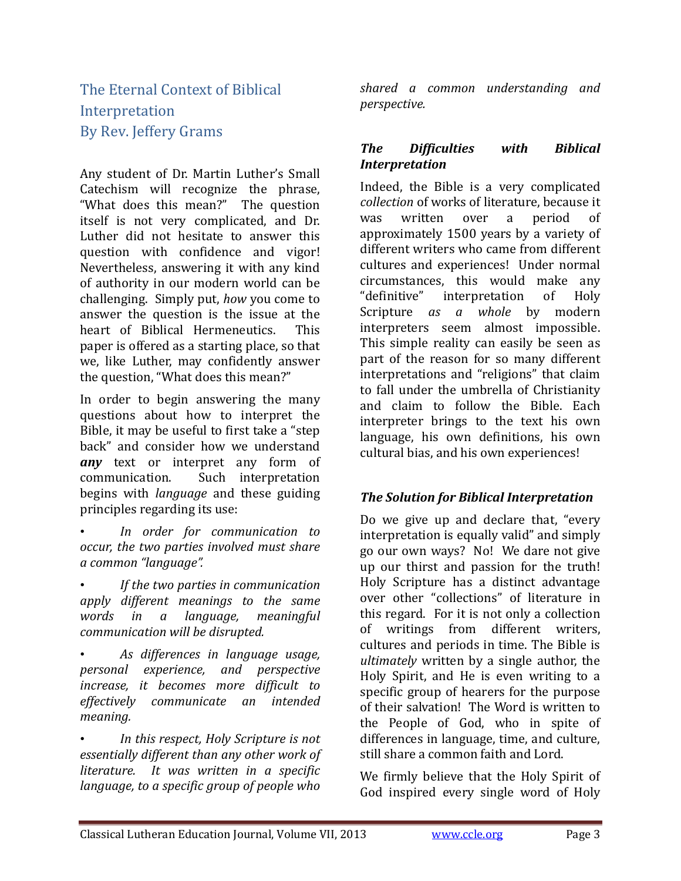# The Eternal Context of Biblical Interpretation
## By Rev. Jeffery Grams

Any student of Dr. Martin Luther's Small Catechism will recognize the phrase, "What does this mean?" The question itself is not very complicated, and Dr. Luther did not hesitate to answer this question with confidence and vigor! Nevertheless, answering it with any kind of authority in our modern world can be challenging. Simply put, *how* you come to answer the question is the issue at the heart of Biblical Hermeneutics. This paper is offered as a starting place, so that we, like Luther, may confidently answer the question, "What does this mean?"

In order to begin answering the many questions about how to interpret the Bible, it may be useful to first take a "step back" and consider how we understand ***any*** text or interpret any form of communication. Such interpretation begins with *language* and these guiding principles regarding its use:

- *In order for communication to occur, the two parties involved must share a common "language".*
- *If the two parties in communication apply different meanings to the same words in a language, meaningful communication will be disrupted.*
- *As differences in language usage, personal experience, and perspective increase, it becomes more difficult to effectively communicate an intended meaning.*
- *In this respect, Holy Scripture is not essentially different than any other work of literature. It was written in a specific language, to a specific group of people who shared a common understanding and perspective.*

### *The Difficulties with Biblical Interpretation*

Indeed, the Bible is a very complicated *collection* of works of literature, because it was written over a period of approximately 1500 years by a variety of different writers who came from different cultures and experiences! Under normal circumstances, this would make any "definitive" interpretation of Holy Scripture *as a whole* by modern interpreters seem almost impossible. This simple reality can easily be seen as part of the reason for so many different interpretations and "religions" that claim to fall under the umbrella of Christianity and claim to follow the Bible. Each interpreter brings to the text his own language, his own definitions, his own cultural bias, and his own experiences!

### *The Solution for Biblical Interpretation*

Do we give up and declare that, "every interpretation is equally valid" and simply go our own ways? No! We dare not give up our thirst and passion for the truth! Holy Scripture has a distinct advantage over other "collections" of literature in this regard. For it is not only a collection of writings from different writers, cultures and periods in time. The Bible is *ultimately* written by a single author, the Holy Spirit, and He is even writing to a specific group of hearers for the purpose of their salvation! The Word is written to the People of God, who in spite of differences in language, time, and culture, still share a common faith and Lord.

We firmly believe that the Holy Spirit of God inspired every single word of Holy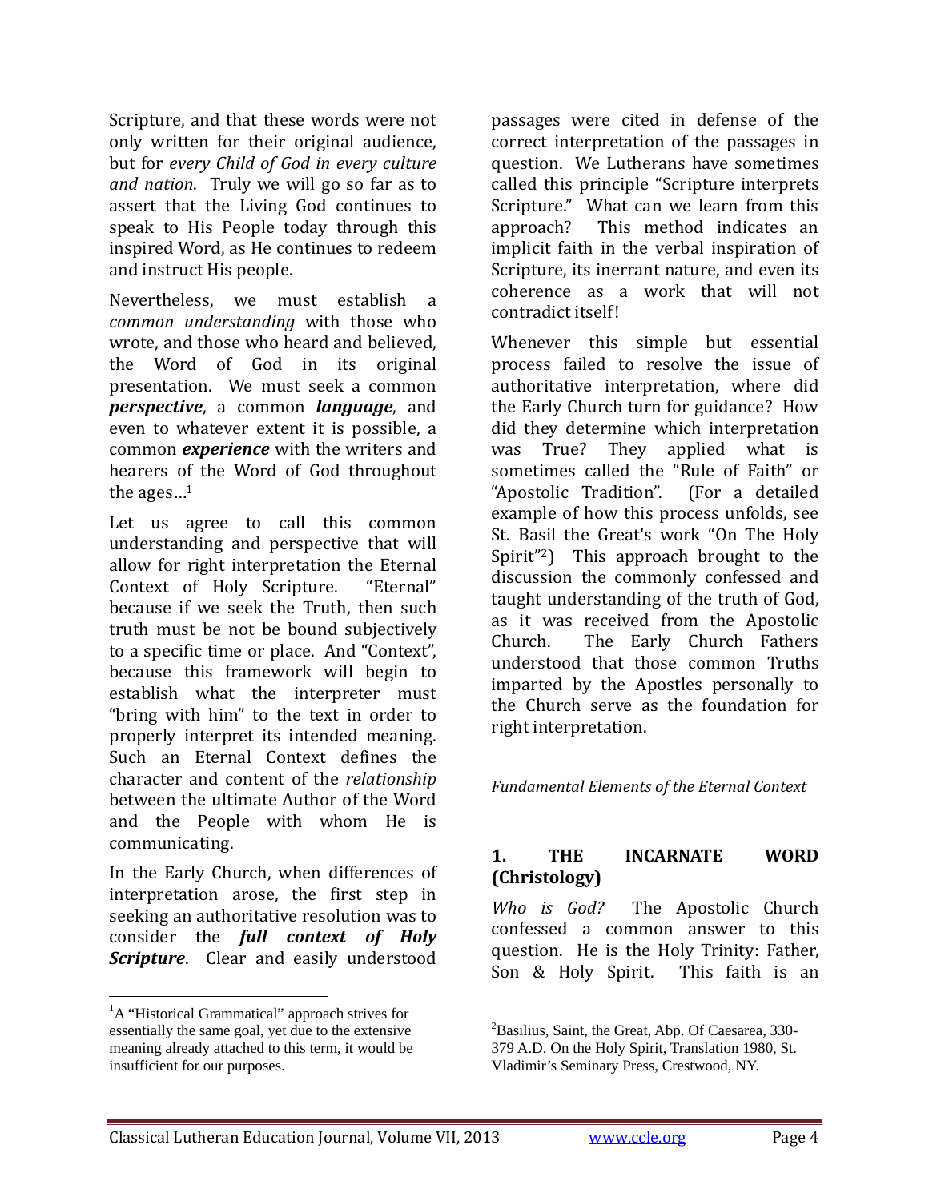Scripture, and that these words were not only written for their original audience, but for *every Child of God in every culture and nation*. Truly we will go so far as to assert that the Living God continues to speak to His People today through this inspired Word, as He continues to redeem and instruct His people.

Nevertheless, we must establish a *common understanding* with those who wrote, and those who heard and believed, the Word of God in its original presentation. We must seek a common ***perspective***, a common ***language***, and even to whatever extent it is possible, a common ***experience*** with the writers and hearers of the Word of God throughout the ages…[1]

Let us agree to call this common understanding and perspective that will allow for right interpretation the Eternal Context of Holy Scripture. "Eternal" because if we seek the Truth, then such truth must be not be bound subjectively to a specific time or place. And "Context", because this framework will begin to establish what the interpreter must "bring with him" to the text in order to properly interpret its intended meaning. Such an Eternal Context defines the character and content of the *relationship* between the ultimate Author of the Word and the People with whom He is communicating.

In the Early Church, when differences of interpretation arose, the first step in seeking an authoritative resolution was to consider the ***full context of Holy Scripture***. Clear and easily understood passages were cited in defense of the correct interpretation of the passages in question. We Lutherans have sometimes called this principle "Scripture interprets Scripture." What can we learn from this approach? This method indicates an implicit faith in the verbal inspiration of Scripture, its inerrant nature, and even its coherence as a work that will not contradict itself!

Whenever this simple but essential process failed to resolve the issue of authoritative interpretation, where did the Early Church turn for guidance? How did they determine which interpretation was True? They applied what is sometimes called the "Rule of Faith" or "Apostolic Tradition". (For a detailed example of how this process unfolds, see St. Basil the Great's work "On The Holy Spirit"[2]) This approach brought to the discussion the commonly confessed and taught understanding of the truth of God, as it was received from the Apostolic Church. The Early Church Fathers understood that those common Truths imparted by the Apostles personally to the Church serve as the foundation for right interpretation.

*Fundamental Elements of the Eternal Context*

### 1. THE INCARNATE WORD (Christology)

*Who is God?* The Apostolic Church confessed a common answer to this question. He is the Holy Trinity: Father, Son & Holy Spirit. This faith is an

---

[1] A "Historical Grammatical" approach strives for essentially the same goal, yet due to the extensive meaning already attached to this term, it would be insufficient for our purposes.

[2] Basilius, Saint, the Great, Abp. Of Caesarea, 330-379 A.D. On the Holy Spirit, Translation 1980, St. Vladimir's Seminary Press, Crestwood, NY.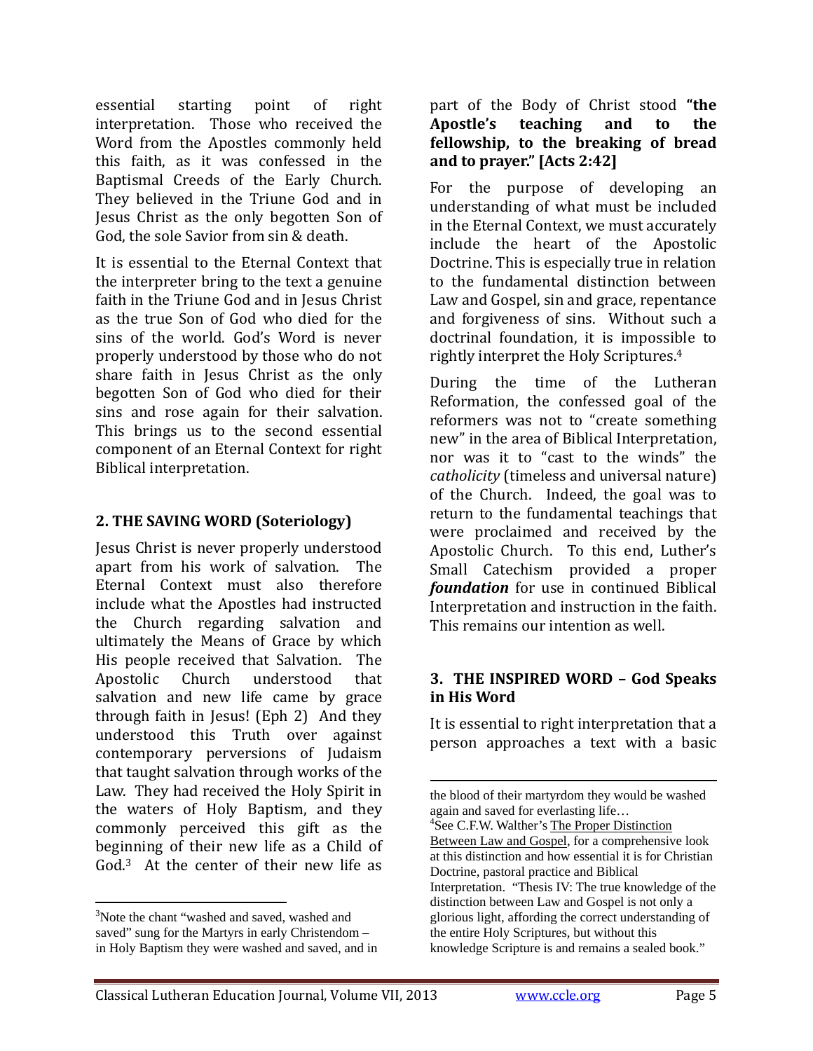essential starting point of right interpretation. Those who received the Word from the Apostles commonly held this faith, as it was confessed in the Baptismal Creeds of the Early Church. They believed in the Triune God and in Jesus Christ as the only begotten Son of God, the sole Savior from sin & death.

It is essential to the Eternal Context that the interpreter bring to the text a genuine faith in the Triune God and in Jesus Christ as the true Son of God who died for the sins of the world. God's Word is never properly understood by those who do not share faith in Jesus Christ as the only begotten Son of God who died for their sins and rose again for their salvation. This brings us to the second essential component of an Eternal Context for right Biblical interpretation.

## 2. THE SAVING WORD (Soteriology)

Jesus Christ is never properly understood apart from his work of salvation. The Eternal Context must also therefore include what the Apostles had instructed the Church regarding salvation and ultimately the Means of Grace by which His people received that Salvation. The Apostolic Church understood that salvation and new life came by grace through faith in Jesus! (Eph 2) And they understood this Truth over against contemporary perversions of Judaism that taught salvation through works of the Law. They had received the Holy Spirit in the waters of Holy Baptism, and they commonly perceived this gift as the beginning of their new life as a Child of God.[3] At the center of their new life as part of the Body of Christ stood **"the Apostle's teaching and to the fellowship, to the breaking of bread and to prayer." [Acts 2:42]**

For the purpose of developing an understanding of what must be included in the Eternal Context, we must accurately include the heart of the Apostolic Doctrine. This is especially true in relation to the fundamental distinction between Law and Gospel, sin and grace, repentance and forgiveness of sins. Without such a doctrinal foundation, it is impossible to rightly interpret the Holy Scriptures.[4]

During the time of the Lutheran Reformation, the confessed goal of the reformers was not to "create something new" in the area of Biblical Interpretation, nor was it to "cast to the winds" the *catholicity* (timeless and universal nature) of the Church. Indeed, the goal was to return to the fundamental teachings that were proclaimed and received by the Apostolic Church. To this end, Luther's Small Catechism provided a proper ***foundation*** for use in continued Biblical Interpretation and instruction in the faith. This remains our intention as well.

## 3. THE INSPIRED WORD – God Speaks in His Word

It is essential to right interpretation that a person approaches a text with a basic

---

[3]Note the chant "washed and saved, washed and saved" sung for the Martyrs in early Christendom – in Holy Baptism they were washed and saved, and in the blood of their martyrdom they would be washed again and saved for everlasting life…

[4]See C.F.W. Walther's The Proper Distinction Between Law and Gospel, for a comprehensive look at this distinction and how essential it is for Christian Doctrine, pastoral practice and Biblical Interpretation. "Thesis IV: The true knowledge of the distinction between Law and Gospel is not only a glorious light, affording the correct understanding of the entire Holy Scriptures, but without this knowledge Scripture is and remains a sealed book."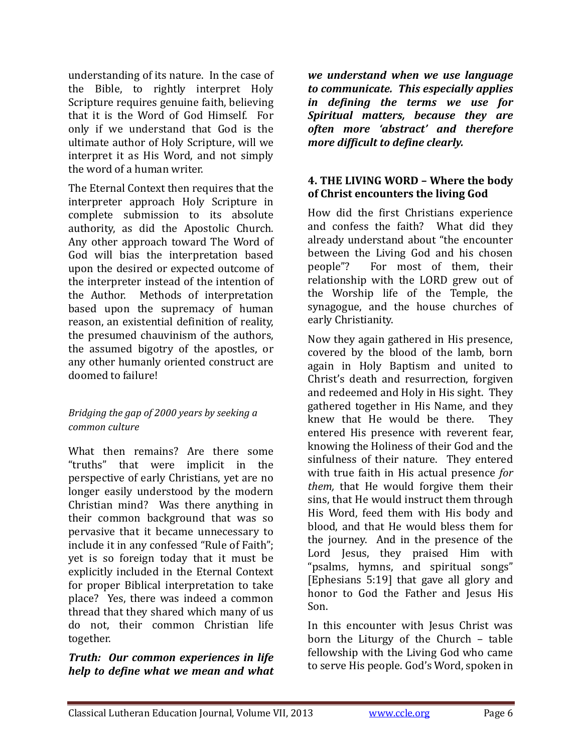understanding of its nature. In the case of the Bible, to rightly interpret Holy Scripture requires genuine faith, believing that it is the Word of God Himself. For only if we understand that God is the ultimate author of Holy Scripture, will we interpret it as His Word, and not simply the word of a human writer.

The Eternal Context then requires that the interpreter approach Holy Scripture in complete submission to its absolute authority, as did the Apostolic Church. Any other approach toward The Word of God will bias the interpretation based upon the desired or expected outcome of the interpreter instead of the intention of the Author. Methods of interpretation based upon the supremacy of human reason, an existential definition of reality, the presumed chauvinism of the authors, the assumed bigotry of the apostles, or any other humanly oriented construct are doomed to failure!

*Bridging the gap of 2000 years by seeking a common culture*

What then remains? Are there some "truths" that were implicit in the perspective of early Christians, yet are no longer easily understood by the modern Christian mind? Was there anything in their common background that was so pervasive that it became unnecessary to include it in any confessed "Rule of Faith"; yet is so foreign today that it must be explicitly included in the Eternal Context for proper Biblical interpretation to take place? Yes, there was indeed a common thread that they shared which many of us do not, their common Christian life together.

***Truth: Our common experiences in life help to define what we mean and what we understand when we use language to communicate. This especially applies in defining the terms we use for Spiritual matters, because they are often more 'abstract' and therefore more difficult to define clearly.***

## 4. THE LIVING WORD – Where the body of Christ encounters the living God

How did the first Christians experience and confess the faith? What did they already understand about "the encounter between the Living God and his chosen people"? For most of them, their relationship with the LORD grew out of the Worship life of the Temple, the synagogue, and the house churches of early Christianity.

Now they again gathered in His presence, covered by the blood of the lamb, born again in Holy Baptism and united to Christ's death and resurrection, forgiven and redeemed and Holy in His sight. They gathered together in His Name, and they knew that He would be there. They entered His presence with reverent fear, knowing the Holiness of their God and the sinfulness of their nature. They entered with true faith in His actual presence *for them,* that He would forgive them their sins, that He would instruct them through His Word, feed them with His body and blood, and that He would bless them for the journey. And in the presence of the Lord Jesus, they praised Him with "psalms, hymns, and spiritual songs" [Ephesians 5:19] that gave all glory and honor to God the Father and Jesus His Son.

In this encounter with Jesus Christ was born the Liturgy of the Church – table fellowship with the Living God who came to serve His people. God's Word, spoken in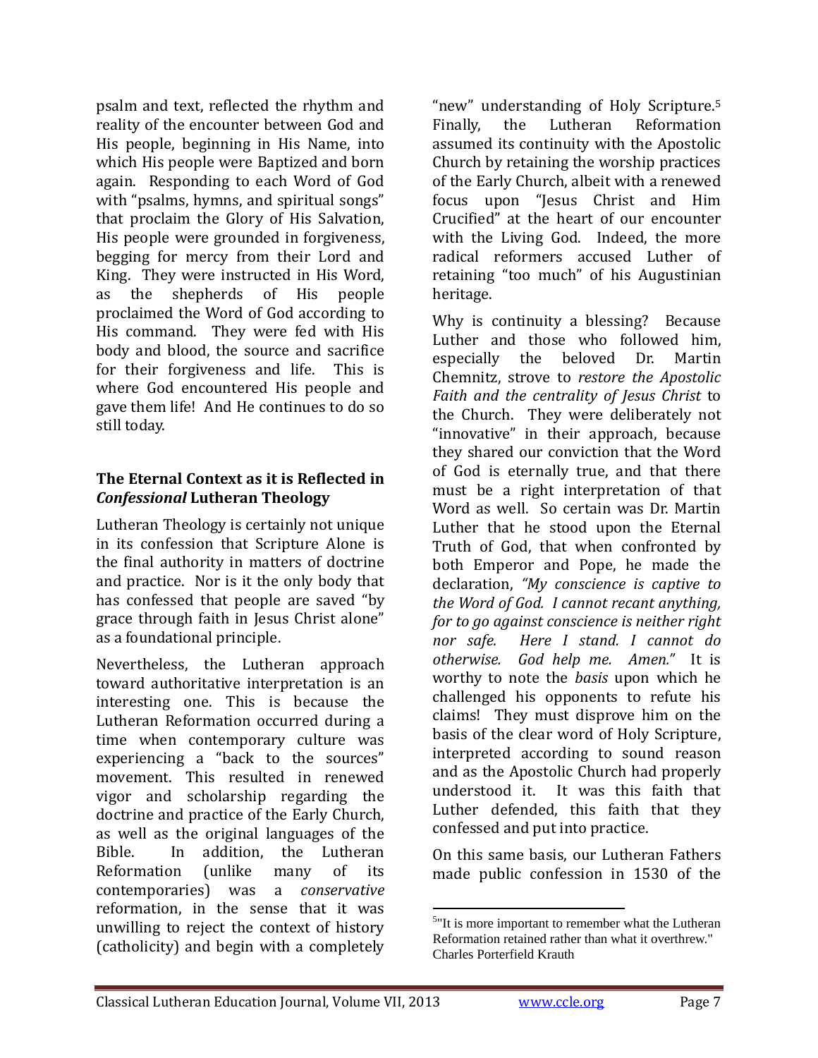psalm and text, reflected the rhythm and reality of the encounter between God and His people, beginning in His Name, into which His people were Baptized and born again. Responding to each Word of God with "psalms, hymns, and spiritual songs" that proclaim the Glory of His Salvation, His people were grounded in forgiveness, begging for mercy from their Lord and King. They were instructed in His Word, as the shepherds of His people proclaimed the Word of God according to His command. They were fed with His body and blood, the source and sacrifice for their forgiveness and life. This is where God encountered His people and gave them life! And He continues to do so still today.

### The Eternal Context as it is Reflected in *Confessional* Lutheran Theology

Lutheran Theology is certainly not unique in its confession that Scripture Alone is the final authority in matters of doctrine and practice. Nor is it the only body that has confessed that people are saved "by grace through faith in Jesus Christ alone" as a foundational principle.

Nevertheless, the Lutheran approach toward authoritative interpretation is an interesting one. This is because the Lutheran Reformation occurred during a time when contemporary culture was experiencing a "back to the sources" movement. This resulted in renewed vigor and scholarship regarding the doctrine and practice of the Early Church, as well as the original languages of the Bible. In addition, the Lutheran Reformation (unlike many of its contemporaries) was a *conservative* reformation, in the sense that it was unwilling to reject the context of history (catholicity) and begin with a completely "new" understanding of Holy Scripture.[5] Finally, the Lutheran Reformation assumed its continuity with the Apostolic Church by retaining the worship practices of the Early Church, albeit with a renewed focus upon "Jesus Christ and Him Crucified" at the heart of our encounter with the Living God. Indeed, the more radical reformers accused Luther of retaining "too much" of his Augustinian heritage.

Why is continuity a blessing? Because Luther and those who followed him, especially the beloved Dr. Martin Chemnitz, strove to *restore the Apostolic Faith and the centrality of Jesus Christ* to the Church. They were deliberately not "innovative" in their approach, because they shared our conviction that the Word of God is eternally true, and that there must be a right interpretation of that Word as well. So certain was Dr. Martin Luther that he stood upon the Eternal Truth of God, that when confronted by both Emperor and Pope, he made the declaration, *"My conscience is captive to the Word of God. I cannot recant anything, for to go against conscience is neither right nor safe. Here I stand. I cannot do otherwise. God help me. Amen."* It is worthy to note the *basis* upon which he challenged his opponents to refute his claims! They must disprove him on the basis of the clear word of Holy Scripture, interpreted according to sound reason and as the Apostolic Church had properly understood it. It was this faith that Luther defended, this faith that they confessed and put into practice.

On this same basis, our Lutheran Fathers made public confession in 1530 of the

---

[5] "It is more important to remember what the Lutheran Reformation retained rather than what it overthrew." Charles Porterfield Krauth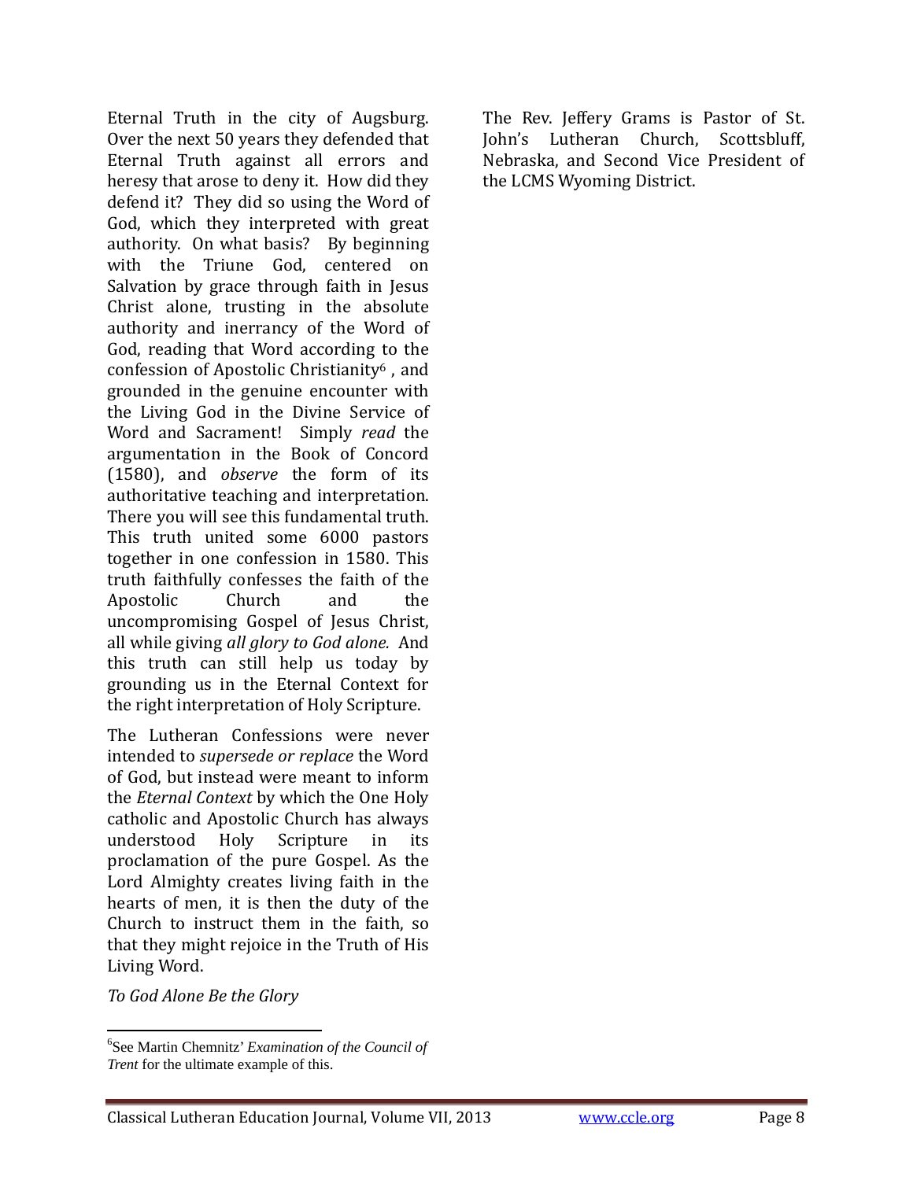Eternal Truth in the city of Augsburg. Over the next 50 years they defended that Eternal Truth against all errors and heresy that arose to deny it. How did they defend it? They did so using the Word of God, which they interpreted with great authority. On what basis? By beginning with the Triune God, centered on Salvation by grace through faith in Jesus Christ alone, trusting in the absolute authority and inerrancy of the Word of God, reading that Word according to the confession of Apostolic Christianity[6] , and grounded in the genuine encounter with the Living God in the Divine Service of Word and Sacrament! Simply *read* the argumentation in the Book of Concord (1580), and *observe* the form of its authoritative teaching and interpretation. There you will see this fundamental truth. This truth united some 6000 pastors together in one confession in 1580. This truth faithfully confesses the faith of the Apostolic Church and the uncompromising Gospel of Jesus Christ, all while giving *all glory to God alone.* And this truth can still help us today by grounding us in the Eternal Context for the right interpretation of Holy Scripture.

The Lutheran Confessions were never intended to *supersede or replace* the Word of God, but instead were meant to inform the *Eternal Context* by which the One Holy catholic and Apostolic Church has always understood Holy Scripture in its proclamation of the pure Gospel. As the Lord Almighty creates living faith in the hearts of men, it is then the duty of the Church to instruct them in the faith, so that they might rejoice in the Truth of His Living Word.

*To God Alone Be the Glory*

The Rev. Jeffery Grams is Pastor of St. John's Lutheran Church, Scottsbluff, Nebraska, and Second Vice President of the LCMS Wyoming District.

---

[6] See Martin Chemnitz' *Examination of the Council of Trent* for the ultimate example of this.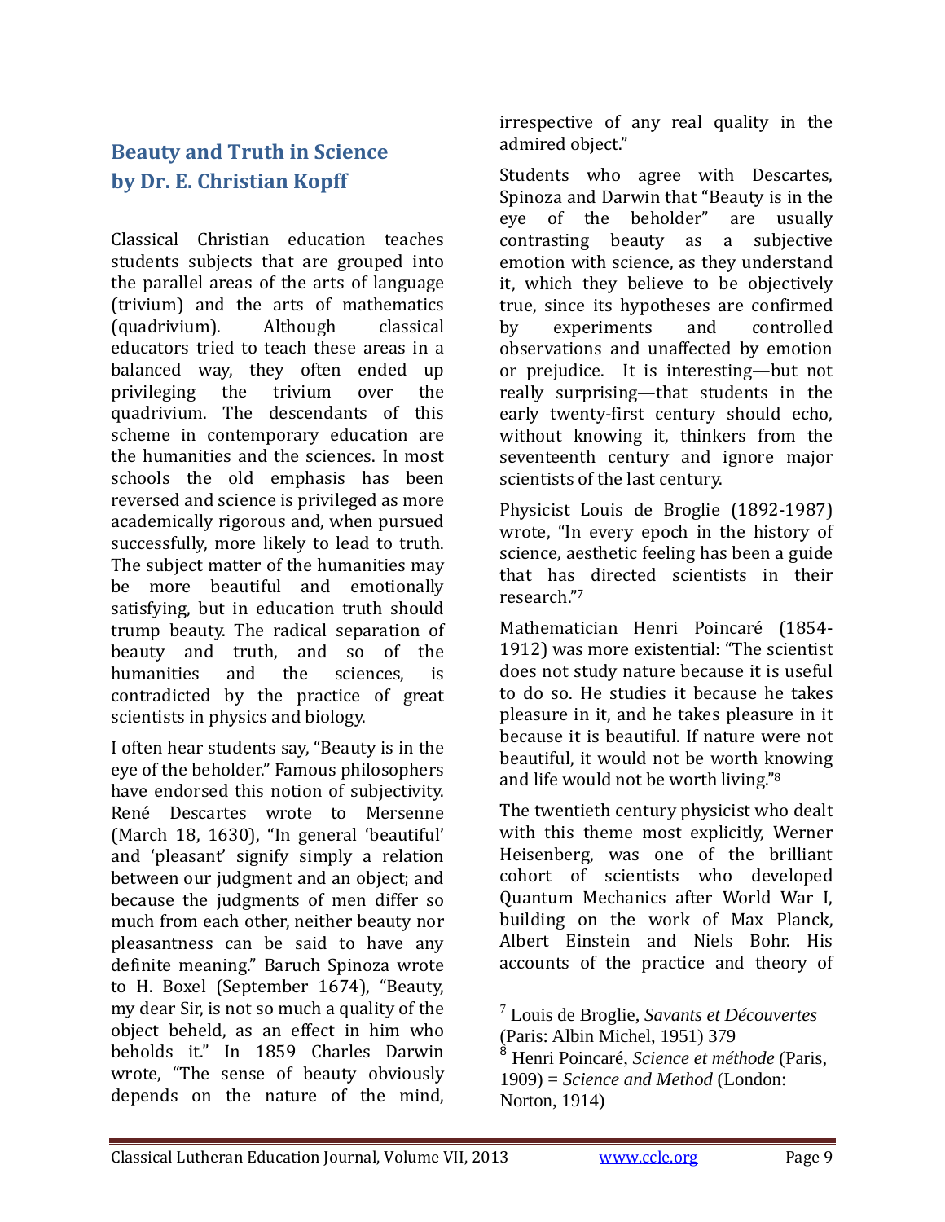## Beauty and Truth in Science
## by Dr. E. Christian Kopff

Classical Christian education teaches students subjects that are grouped into the parallel areas of the arts of language (trivium) and the arts of mathematics (quadrivium). Although classical educators tried to teach these areas in a balanced way, they often ended up privileging the trivium over the quadrivium. The descendants of this scheme in contemporary education are the humanities and the sciences. In most schools the old emphasis has been reversed and science is privileged as more academically rigorous and, when pursued successfully, more likely to lead to truth. The subject matter of the humanities may be more beautiful and emotionally satisfying, but in education truth should trump beauty. The radical separation of beauty and truth, and so of the humanities and the sciences, is contradicted by the practice of great scientists in physics and biology.

I often hear students say, "Beauty is in the eye of the beholder." Famous philosophers have endorsed this notion of subjectivity. René Descartes wrote to Mersenne (March 18, 1630), "In general 'beautiful' and 'pleasant' signify simply a relation between our judgment and an object; and because the judgments of men differ so much from each other, neither beauty nor pleasantness can be said to have any definite meaning." Baruch Spinoza wrote to H. Boxel (September 1674), "Beauty, my dear Sir, is not so much a quality of the object beheld, as an effect in him who beholds it." In 1859 Charles Darwin wrote, "The sense of beauty obviously depends on the nature of the mind, irrespective of any real quality in the admired object."

Students who agree with Descartes, Spinoza and Darwin that "Beauty is in the eye of the beholder" are usually contrasting beauty as a subjective emotion with science, as they understand it, which they believe to be objectively true, since its hypotheses are confirmed by experiments and controlled observations and unaffected by emotion or prejudice. It is interesting—but not really surprising—that students in the early twenty-first century should echo, without knowing it, thinkers from the seventeenth century and ignore major scientists of the last century.

Physicist Louis de Broglie (1892-1987) wrote, "In every epoch in the history of science, aesthetic feeling has been a guide that has directed scientists in their research."[7]

Mathematician Henri Poincaré (1854-1912) was more existential: "The scientist does not study nature because it is useful to do so. He studies it because he takes pleasure in it, and he takes pleasure in it because it is beautiful. If nature were not beautiful, it would not be worth knowing and life would not be worth living."[8]

The twentieth century physicist who dealt with this theme most explicitly, Werner Heisenberg, was one of the brilliant cohort of scientists who developed Quantum Mechanics after World War I, building on the work of Max Planck, Albert Einstein and Niels Bohr. His accounts of the practice and theory of

---

[7] Louis de Broglie, *Savants et Découvertes* (Paris: Albin Michel, 1951) 379

[8] Henri Poincaré, *Science et méthode* (Paris, 1909) = *Science and Method* (London: Norton, 1914)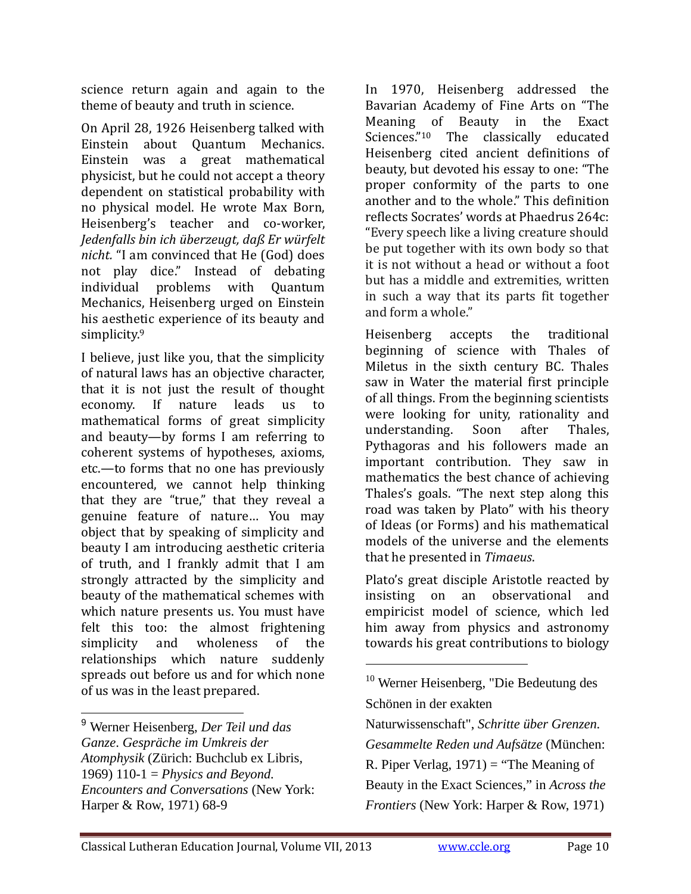science return again and again to the theme of beauty and truth in science.

On April 28, 1926 Heisenberg talked with Einstein about Quantum Mechanics. Einstein was a great mathematical physicist, but he could not accept a theory dependent on statistical probability with no physical model. He wrote Max Born, Heisenberg's teacher and co-worker, *Jedenfalls bin ich überzeugt, daß Er würfelt nicht.* "I am convinced that He (God) does not play dice." Instead of debating individual problems with Quantum Mechanics, Heisenberg urged on Einstein his aesthetic experience of its beauty and simplicity.[9]

I believe, just like you, that the simplicity of natural laws has an objective character, that it is not just the result of thought economy. If nature leads us to mathematical forms of great simplicity and beauty—by forms I am referring to coherent systems of hypotheses, axioms, etc.—to forms that no one has previously encountered, we cannot help thinking that they are "true," that they reveal a genuine feature of nature… You may object that by speaking of simplicity and beauty I am introducing aesthetic criteria of truth, and I frankly admit that I am strongly attracted by the simplicity and beauty of the mathematical schemes with which nature presents us. You must have felt this too: the almost frightening simplicity and wholeness of the relationships which nature suddenly spreads out before us and for which none of us was in the least prepared.

In 1970, Heisenberg addressed the Bavarian Academy of Fine Arts on "The Meaning of Beauty in the Exact Sciences."[10] The classically educated Heisenberg cited ancient definitions of beauty, but devoted his essay to one: "The proper conformity of the parts to one another and to the whole." This definition reflects Socrates' words at Phaedrus 264c: "Every speech like a living creature should be put together with its own body so that it is not without a head or without a foot but has a middle and extremities, written in such a way that its parts fit together and form a whole."

Heisenberg accepts the traditional beginning of science with Thales of Miletus in the sixth century BC. Thales saw in Water the material first principle of all things. From the beginning scientists were looking for unity, rationality and understanding. Soon after Thales, Pythagoras and his followers made an important contribution. They saw in mathematics the best chance of achieving Thales's goals. "The next step along this road was taken by Plato" with his theory of Ideas (or Forms) and his mathematical models of the universe and the elements that he presented in *Timaeus*.

Plato's great disciple Aristotle reacted by insisting on an observational and empiricist model of science, which led him away from physics and astronomy towards his great contributions to biology

---

[9] Werner Heisenberg, *Der Teil und das Ganze. Gespräche im Umkreis der Atomphysik* (Zürich: Buchclub ex Libris, 1969) 110-1 = *Physics and Beyond. Encounters and Conversations* (New York: Harper & Row, 1971) 68-9

[10] Werner Heisenberg, "Die Bedeutung des Schönen in der exakten Naturwissenschaft", *Schritte über Grenzen. Gesammelte Reden und Aufsätze* (München: R. Piper Verlag, 1971) = "The Meaning of Beauty in the Exact Sciences," in *Across the Frontiers* (New York: Harper & Row, 1971)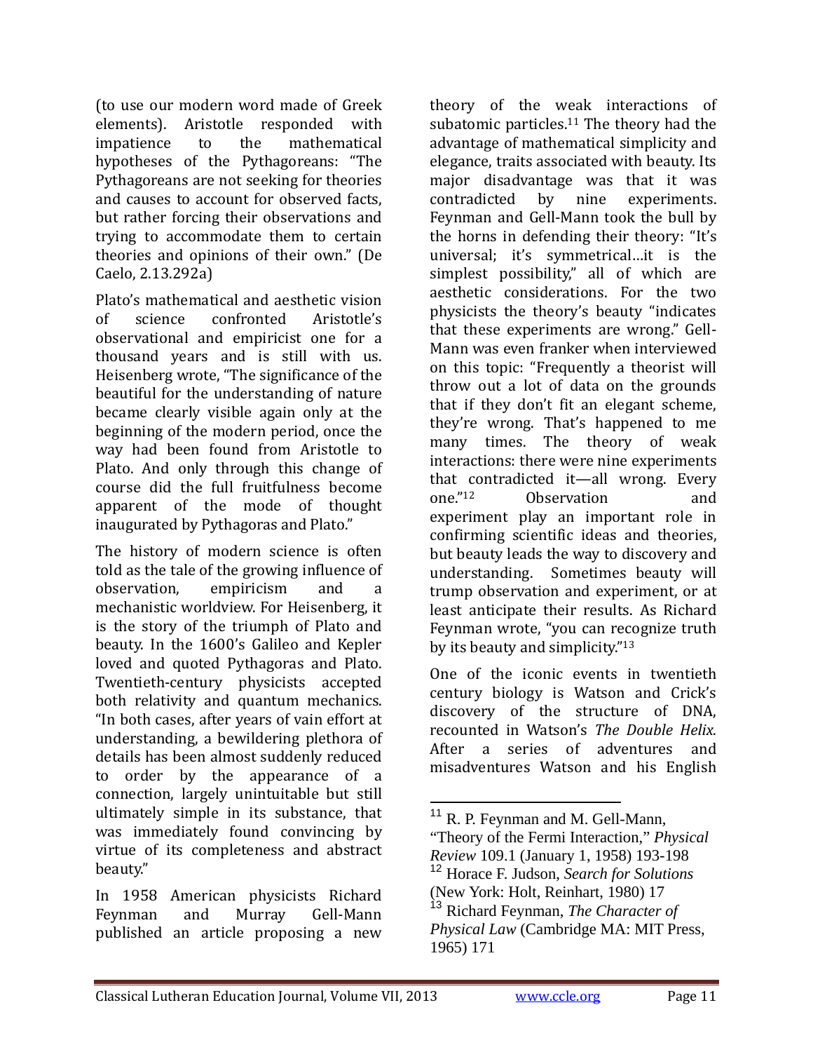(to use our modern word made of Greek elements). Aristotle responded with impatience to the mathematical hypotheses of the Pythagoreans: "The Pythagoreans are not seeking for theories and causes to account for observed facts, but rather forcing their observations and trying to accommodate them to certain theories and opinions of their own." (De Caelo, 2.13.292a)

Plato's mathematical and aesthetic vision of science confronted Aristotle's observational and empiricist one for a thousand years and is still with us. Heisenberg wrote, "The significance of the beautiful for the understanding of nature became clearly visible again only at the beginning of the modern period, once the way had been found from Aristotle to Plato. And only through this change of course did the full fruitfulness become apparent of the mode of thought inaugurated by Pythagoras and Plato."

The history of modern science is often told as the tale of the growing influence of observation, empiricism and a mechanistic worldview. For Heisenberg, it is the story of the triumph of Plato and beauty. In the 1600's Galileo and Kepler loved and quoted Pythagoras and Plato. Twentieth-century physicists accepted both relativity and quantum mechanics. "In both cases, after years of vain effort at understanding, a bewildering plethora of details has been almost suddenly reduced to order by the appearance of a connection, largely unintuitable but still ultimately simple in its substance, that was immediately found convincing by virtue of its completeness and abstract beauty."

In 1958 American physicists Richard Feynman and Murray Gell-Mann published an article proposing a new theory of the weak interactions of subatomic particles.[11] The theory had the advantage of mathematical simplicity and elegance, traits associated with beauty. Its major disadvantage was that it was contradicted by nine experiments. Feynman and Gell-Mann took the bull by the horns in defending their theory: "It's universal; it's symmetrical…it is the simplest possibility," all of which are aesthetic considerations. For the two physicists the theory's beauty "indicates that these experiments are wrong." Gell-Mann was even franker when interviewed on this topic: "Frequently a theorist will throw out a lot of data on the grounds that if they don't fit an elegant scheme, they're wrong. That's happened to me many times. The theory of weak interactions: there were nine experiments that contradicted it—all wrong. Every one."[12] Observation and experiment play an important role in confirming scientific ideas and theories, but beauty leads the way to discovery and understanding. Sometimes beauty will trump observation and experiment, or at least anticipate their results. As Richard Feynman wrote, "you can recognize truth by its beauty and simplicity."[13]

One of the iconic events in twentieth century biology is Watson and Crick's discovery of the structure of DNA, recounted in Watson's *The Double Helix*. After a series of adventures and misadventures Watson and his English

---

[11] R. P. Feynman and M. Gell-Mann, "Theory of the Fermi Interaction," *Physical Review* 109.1 (January 1, 1958) 193-198

[12] Horace F. Judson, *Search for Solutions* (New York: Holt, Reinhart, 1980) 17

[13] Richard Feynman, *The Character of Physical Law* (Cambridge MA: MIT Press, 1965) 171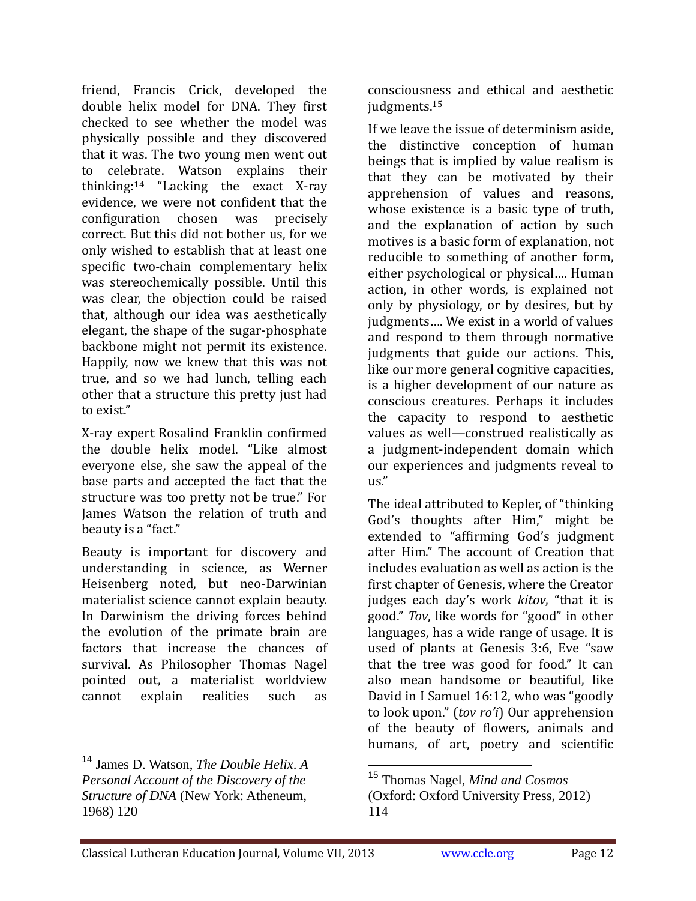friend, Francis Crick, developed the double helix model for DNA. They first checked to see whether the model was physically possible and they discovered that it was. The two young men went out to celebrate. Watson explains their thinking:[14] "Lacking the exact X-ray evidence, we were not confident that the configuration chosen was precisely correct. But this did not bother us, for we only wished to establish that at least one specific two-chain complementary helix was stereochemically possible. Until this was clear, the objection could be raised that, although our idea was aesthetically elegant, the shape of the sugar-phosphate backbone might not permit its existence. Happily, now we knew that this was not true, and so we had lunch, telling each other that a structure this pretty just had to exist."

X-ray expert Rosalind Franklin confirmed the double helix model. "Like almost everyone else, she saw the appeal of the base parts and accepted the fact that the structure was too pretty not be true." For James Watson the relation of truth and beauty is a "fact."

Beauty is important for discovery and understanding in science, as Werner Heisenberg noted, but neo-Darwinian materialist science cannot explain beauty. In Darwinism the driving forces behind the evolution of the primate brain are factors that increase the chances of survival. As Philosopher Thomas Nagel pointed out, a materialist worldview cannot explain realities such as consciousness and ethical and aesthetic judgments.[15]

If we leave the issue of determinism aside, the distinctive conception of human beings that is implied by value realism is that they can be motivated by their apprehension of values and reasons, whose existence is a basic type of truth, and the explanation of action by such motives is a basic form of explanation, not reducible to something of another form, either psychological or physical…. Human action, in other words, is explained not only by physiology, or by desires, but by judgments…. We exist in a world of values and respond to them through normative judgments that guide our actions. This, like our more general cognitive capacities, is a higher development of our nature as conscious creatures. Perhaps it includes the capacity to respond to aesthetic values as well—construed realistically as a judgment-independent domain which our experiences and judgments reveal to us."

The ideal attributed to Kepler, of "thinking God's thoughts after Him," might be extended to "affirming God's judgment after Him." The account of Creation that includes evaluation as well as action is the first chapter of Genesis, where the Creator judges each day's work *kitov*, "that it is good." *Tov*, like words for "good" in other languages, has a wide range of usage. It is used of plants at Genesis 3:6, Eve "saw that the tree was good for food." It can also mean handsome or beautiful, like David in I Samuel 16:12, who was "goodly to look upon." (*tov ro'i*) Our apprehension of the beauty of flowers, animals and humans, of art, poetry and scientific

---

[14] James D. Watson, *The Double Helix. A Personal Account of the Discovery of the Structure of DNA* (New York: Atheneum, 1968) 120

[15] Thomas Nagel, *Mind and Cosmos* (Oxford: Oxford University Press, 2012) 114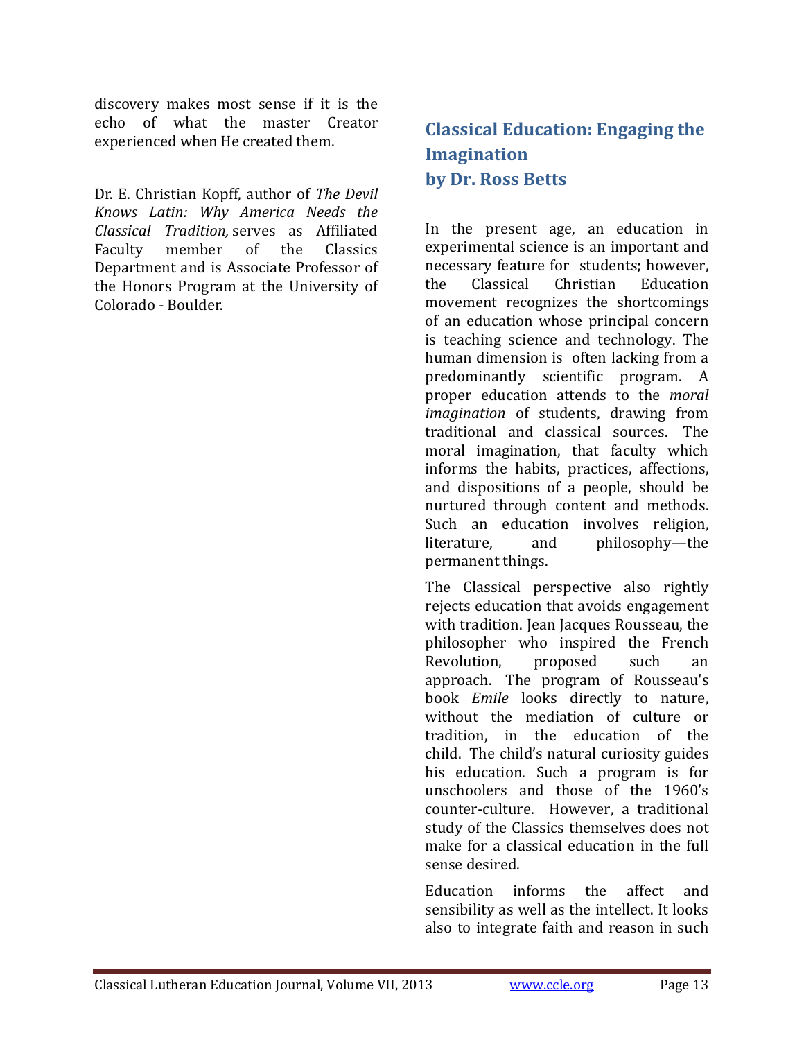discovery makes most sense if it is the echo of what the master Creator experienced when He created them.

Dr. E. Christian Kopff, author of *The Devil Knows Latin: Why America Needs the Classical Tradition,* serves as Affiliated Faculty member of the Classics Department and is Associate Professor of the Honors Program at the University of Colorado - Boulder.

## Classical Education: Engaging the Imagination
## by Dr. Ross Betts

In the present age, an education in experimental science is an important and necessary feature for students; however, the Classical Christian Education movement recognizes the shortcomings of an education whose principal concern is teaching science and technology. The human dimension is often lacking from a predominantly scientific program. A proper education attends to the *moral imagination* of students, drawing from traditional and classical sources. The moral imagination, that faculty which informs the habits, practices, affections, and dispositions of a people, should be nurtured through content and methods. Such an education involves religion, literature, and philosophy—the permanent things.

The Classical perspective also rightly rejects education that avoids engagement with tradition. Jean Jacques Rousseau, the philosopher who inspired the French Revolution, proposed such an approach. The program of Rousseau's book *Emile* looks directly to nature, without the mediation of culture or tradition, in the education of the child. The child's natural curiosity guides his education. Such a program is for unschoolers and those of the 1960's counter-culture. However, a traditional study of the Classics themselves does not make for a classical education in the full sense desired.

Education informs the affect and sensibility as well as the intellect. It looks also to integrate faith and reason in such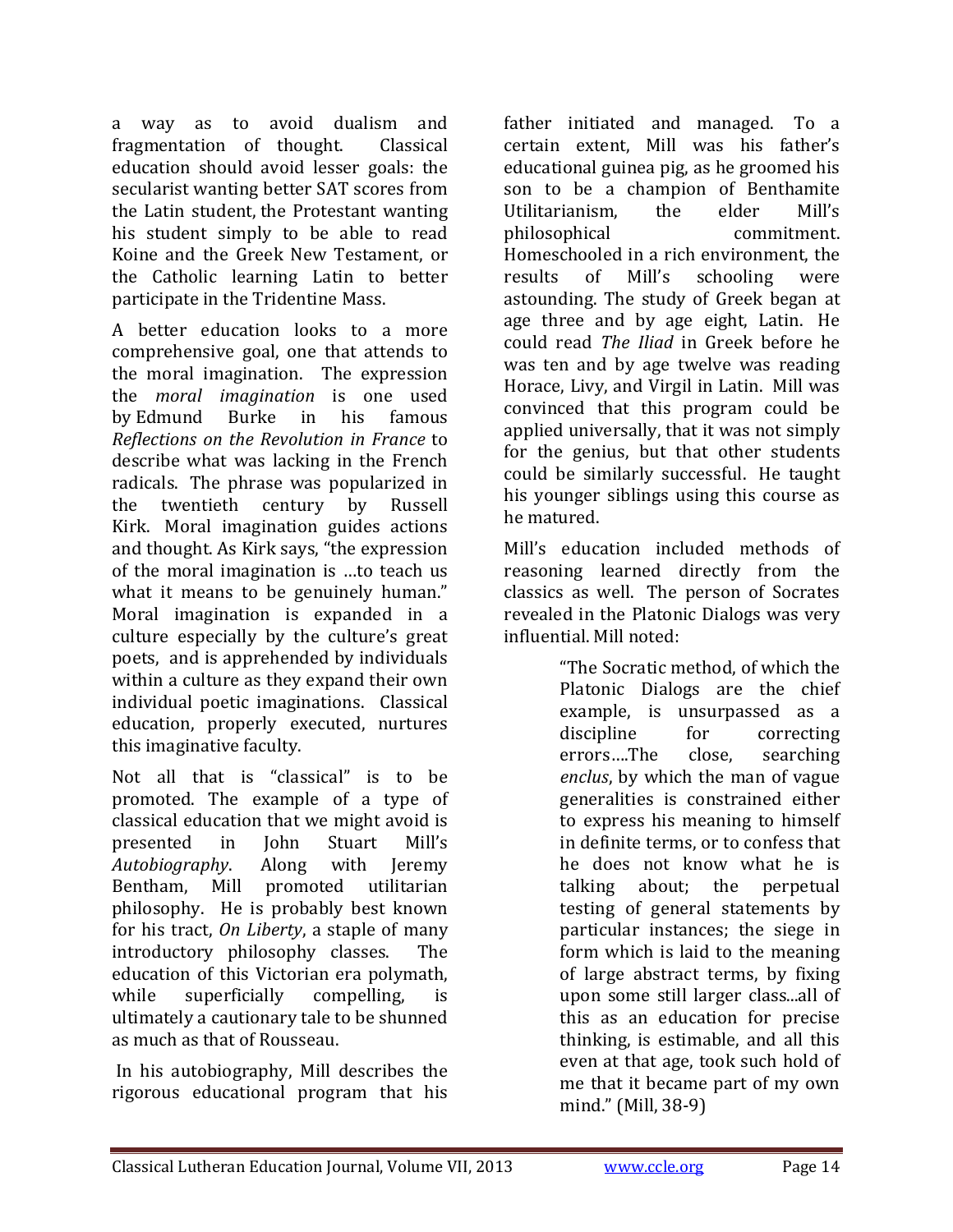a way as to avoid dualism and fragmentation of thought. Classical education should avoid lesser goals: the secularist wanting better SAT scores from the Latin student, the Protestant wanting his student simply to be able to read Koine and the Greek New Testament, or the Catholic learning Latin to better participate in the Tridentine Mass.

A better education looks to a more comprehensive goal, one that attends to the moral imagination. The expression the *moral imagination* is one used by Edmund Burke in his famous *Reflections on the Revolution in France* to describe what was lacking in the French radicals. The phrase was popularized in the twentieth century by Russell Kirk. Moral imagination guides actions and thought. As Kirk says, "the expression of the moral imagination is …to teach us what it means to be genuinely human." Moral imagination is expanded in a culture especially by the culture's great poets, and is apprehended by individuals within a culture as they expand their own individual poetic imaginations. Classical education, properly executed, nurtures this imaginative faculty.

Not all that is "classical" is to be promoted. The example of a type of classical education that we might avoid is presented in John Stuart Mill's *Autobiography*. Along with Jeremy Bentham, Mill promoted utilitarian philosophy. He is probably best known for his tract, *On Liberty*, a staple of many introductory philosophy classes. The education of this Victorian era polymath, while superficially compelling, is ultimately a cautionary tale to be shunned as much as that of Rousseau.

In his autobiography, Mill describes the rigorous educational program that his father initiated and managed. To a certain extent, Mill was his father's educational guinea pig, as he groomed his son to be a champion of Benthamite Utilitarianism, the elder Mill's philosophical commitment. Homeschooled in a rich environment, the results of Mill's schooling were astounding. The study of Greek began at age three and by age eight, Latin. He could read *The Iliad* in Greek before he was ten and by age twelve was reading Horace, Livy, and Virgil in Latin. Mill was convinced that this program could be applied universally, that it was not simply for the genius, but that other students could be similarly successful. He taught his younger siblings using this course as he matured.

Mill's education included methods of reasoning learned directly from the classics as well. The person of Socrates revealed in the Platonic Dialogs was very influential. Mill noted:

> "The Socratic method, of which the Platonic Dialogs are the chief example, is unsurpassed as a discipline for correcting errors….The close, searching *enclus*, by which the man of vague generalities is constrained either to express his meaning to himself in definite terms, or to confess that he does not know what he is talking about; the perpetual testing of general statements by particular instances; the siege in form which is laid to the meaning of large abstract terms, by fixing upon some still larger class...all of this as an education for precise thinking, is estimable, and all this even at that age, took such hold of me that it became part of my own mind." (Mill, 38-9)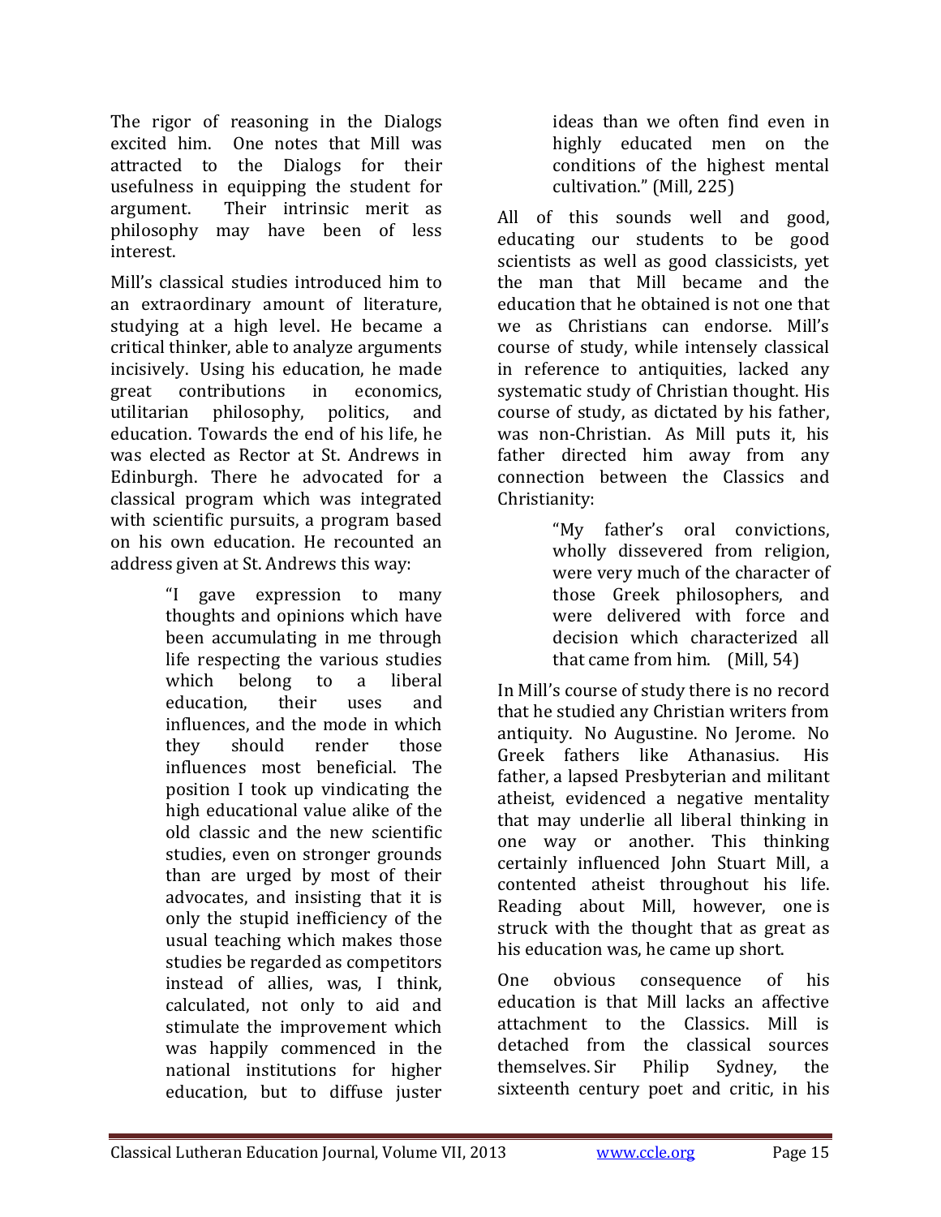The rigor of reasoning in the Dialogs excited him. One notes that Mill was attracted to the Dialogs for their usefulness in equipping the student for argument. Their intrinsic merit as philosophy may have been of less interest.

Mill's classical studies introduced him to an extraordinary amount of literature, studying at a high level. He became a critical thinker, able to analyze arguments incisively. Using his education, he made great contributions in economics, utilitarian philosophy, politics, and education. Towards the end of his life, he was elected as Rector at St. Andrews in Edinburgh. There he advocated for a classical program which was integrated with scientific pursuits, a program based on his own education. He recounted an address given at St. Andrews this way:

> "I gave expression to many thoughts and opinions which have been accumulating in me through life respecting the various studies which belong to a liberal education, their uses and influences, and the mode in which they should render those influences most beneficial. The position I took up vindicating the high educational value alike of the old classic and the new scientific studies, even on stronger grounds than are urged by most of their advocates, and insisting that it is only the stupid inefficiency of the usual teaching which makes those studies be regarded as competitors instead of allies, was, I think, calculated, not only to aid and stimulate the improvement which was happily commenced in the national institutions for higher education, but to diffuse juster ideas than we often find even in highly educated men on the conditions of the highest mental cultivation." (Mill, 225)

All of this sounds well and good, educating our students to be good scientists as well as good classicists, yet the man that Mill became and the education that he obtained is not one that we as Christians can endorse. Mill's course of study, while intensely classical in reference to antiquities, lacked any systematic study of Christian thought. His course of study, as dictated by his father, was non-Christian. As Mill puts it, his father directed him away from any connection between the Classics and Christianity:

> "My father's oral convictions, wholly dissevered from religion, were very much of the character of those Greek philosophers, and were delivered with force and decision which characterized all that came from him. (Mill, 54)

In Mill's course of study there is no record that he studied any Christian writers from antiquity. No Augustine. No Jerome. No Greek fathers like Athanasius. His father, a lapsed Presbyterian and militant atheist, evidenced a negative mentality that may underlie all liberal thinking in one way or another. This thinking certainly influenced John Stuart Mill, a contented atheist throughout his life. Reading about Mill, however, one is struck with the thought that as great as his education was, he came up short.

One obvious consequence of his education is that Mill lacks an affective attachment to the Classics. Mill is detached from the classical sources themselves. Sir Philip Sydney, the sixteenth century poet and critic, in his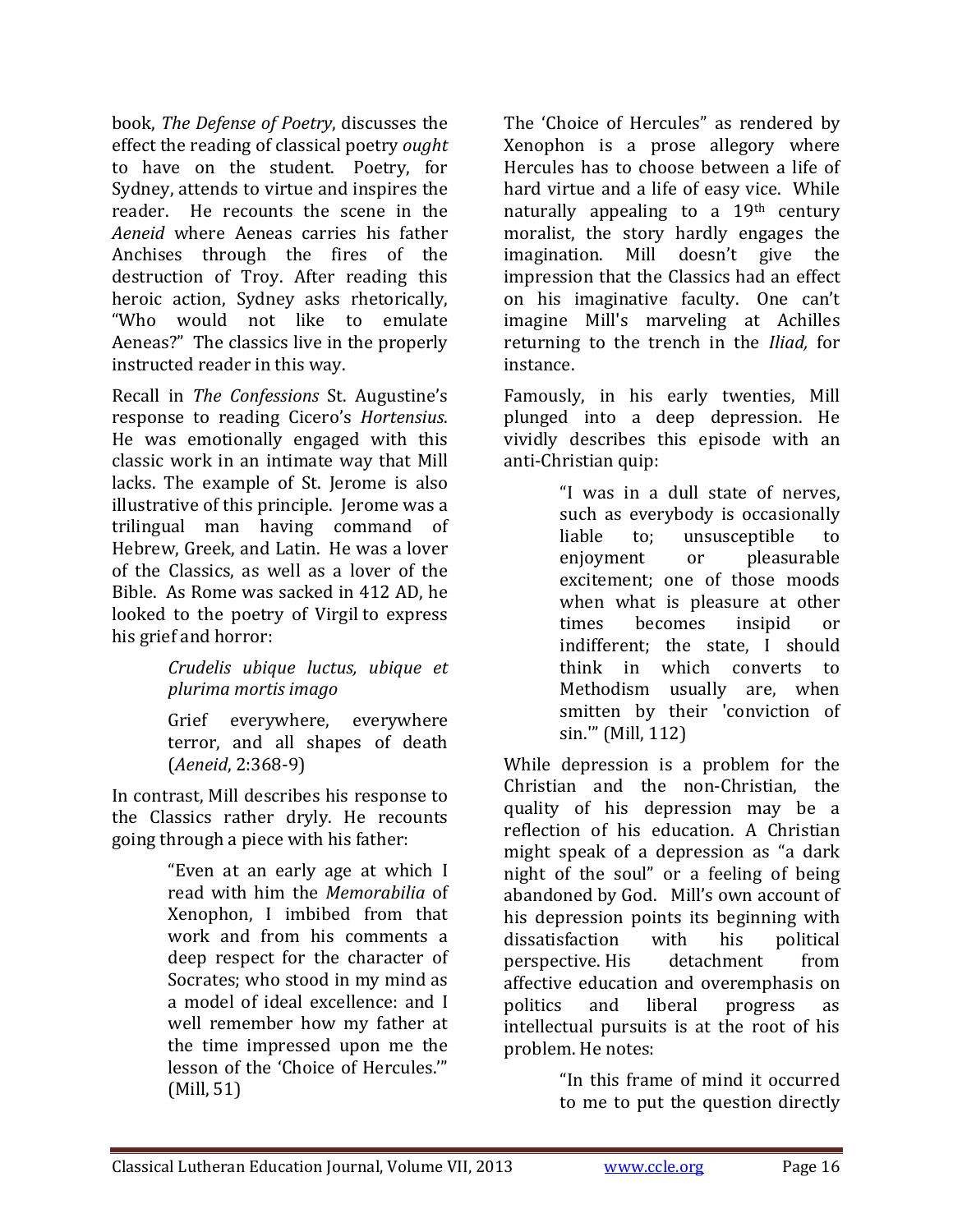book, *The Defense of Poetry*, discusses the effect the reading of classical poetry *ought* to have on the student. Poetry, for Sydney, attends to virtue and inspires the reader. He recounts the scene in the *Aeneid* where Aeneas carries his father Anchises through the fires of the destruction of Troy. After reading this heroic action, Sydney asks rhetorically, "Who would not like to emulate Aeneas?" The classics live in the properly instructed reader in this way.

Recall in *The Confessions* St. Augustine's response to reading Cicero's *Hortensius*. He was emotionally engaged with this classic work in an intimate way that Mill lacks. The example of St. Jerome is also illustrative of this principle. Jerome was a trilingual man having command of Hebrew, Greek, and Latin. He was a lover of the Classics, as well as a lover of the Bible. As Rome was sacked in 412 AD, he looked to the poetry of Virgil to express his grief and horror:

> *Crudelis ubique luctus, ubique et plurima mortis imago*
>
> Grief everywhere, everywhere terror, and all shapes of death (*Aeneid*, 2:368-9)

In contrast, Mill describes his response to the Classics rather dryly. He recounts going through a piece with his father:

> "Even at an early age at which I read with him the *Memorabilia* of Xenophon, I imbibed from that work and from his comments a deep respect for the character of Socrates; who stood in my mind as a model of ideal excellence: and I well remember how my father at the time impressed upon me the lesson of the 'Choice of Hercules.'" (Mill, 51)

The 'Choice of Hercules" as rendered by Xenophon is a prose allegory where Hercules has to choose between a life of hard virtue and a life of easy vice. While naturally appealing to a 19th century moralist, the story hardly engages the imagination. Mill doesn't give the impression that the Classics had an effect on his imaginative faculty. One can't imagine Mill's marveling at Achilles returning to the trench in the *Iliad,* for instance.

Famously, in his early twenties, Mill plunged into a deep depression. He vividly describes this episode with an anti-Christian quip:

> "I was in a dull state of nerves, such as everybody is occasionally liable to; unsusceptible to enjoyment or pleasurable excitement; one of those moods when what is pleasure at other times becomes insipid or indifferent; the state, I should think in which converts to Methodism usually are, when smitten by their 'conviction of sin.'" (Mill, 112)

While depression is a problem for the Christian and the non-Christian, the quality of his depression may be a reflection of his education. A Christian might speak of a depression as "a dark night of the soul" or a feeling of being abandoned by God. Mill's own account of his depression points its beginning with dissatisfaction with his political perspective. His detachment from affective education and overemphasis on politics and liberal progress as intellectual pursuits is at the root of his problem. He notes:

> "In this frame of mind it occurred to me to put the question directly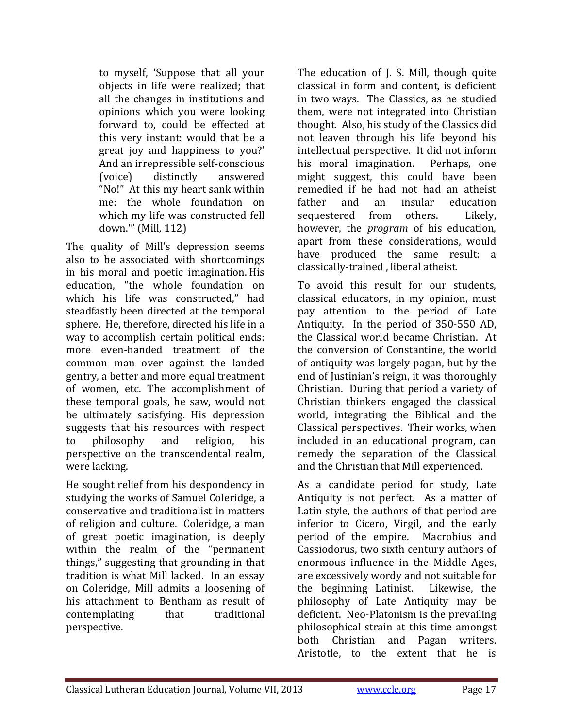> to myself, 'Suppose that all your objects in life were realized; that all the changes in institutions and opinions which you were looking forward to, could be effected at this very instant: would that be a great joy and happiness to you?' And an irrepressible self-conscious (voice) distinctly answered "No!" At this my heart sank within me: the whole foundation on which my life was constructed fell down.'" (Mill, 112)

The quality of Mill's depression seems also to be associated with shortcomings in his moral and poetic imagination. His education, "the whole foundation on which his life was constructed," had steadfastly been directed at the temporal sphere. He, therefore, directed his life in a way to accomplish certain political ends: more even-handed treatment of the common man over against the landed gentry, a better and more equal treatment of women, etc. The accomplishment of these temporal goals, he saw, would not be ultimately satisfying. His depression suggests that his resources with respect to philosophy and religion, his perspective on the transcendental realm, were lacking.

He sought relief from his despondency in studying the works of Samuel Coleridge, a conservative and traditionalist in matters of religion and culture. Coleridge, a man of great poetic imagination, is deeply within the realm of the "permanent things," suggesting that grounding in that tradition is what Mill lacked. In an essay on Coleridge, Mill admits a loosening of his attachment to Bentham as result of contemplating that traditional perspective.

The education of J. S. Mill, though quite classical in form and content, is deficient in two ways. The Classics, as he studied them, were not integrated into Christian thought. Also, his study of the Classics did not leaven through his life beyond his intellectual perspective. It did not inform his moral imagination. Perhaps, one might suggest, this could have been remedied if he had not had an atheist father and an insular education sequestered from others. Likely, however, the *program* of his education, apart from these considerations, would have produced the same result: a classically-trained , liberal atheist.

To avoid this result for our students, classical educators, in my opinion, must pay attention to the period of Late Antiquity. In the period of 350-550 AD, the Classical world became Christian. At the conversion of Constantine, the world of antiquity was largely pagan, but by the end of Justinian's reign, it was thoroughly Christian. During that period a variety of Christian thinkers engaged the classical world, integrating the Biblical and the Classical perspectives. Their works, when included in an educational program, can remedy the separation of the Classical and the Christian that Mill experienced.

As a candidate period for study, Late Antiquity is not perfect. As a matter of Latin style, the authors of that period are inferior to Cicero, Virgil, and the early period of the empire. Macrobius and Cassiodorus, two sixth century authors of enormous influence in the Middle Ages, are excessively wordy and not suitable for the beginning Latinist. Likewise, the philosophy of Late Antiquity may be deficient. Neo-Platonism is the prevailing philosophical strain at this time amongst both Christian and Pagan writers. Aristotle, to the extent that he is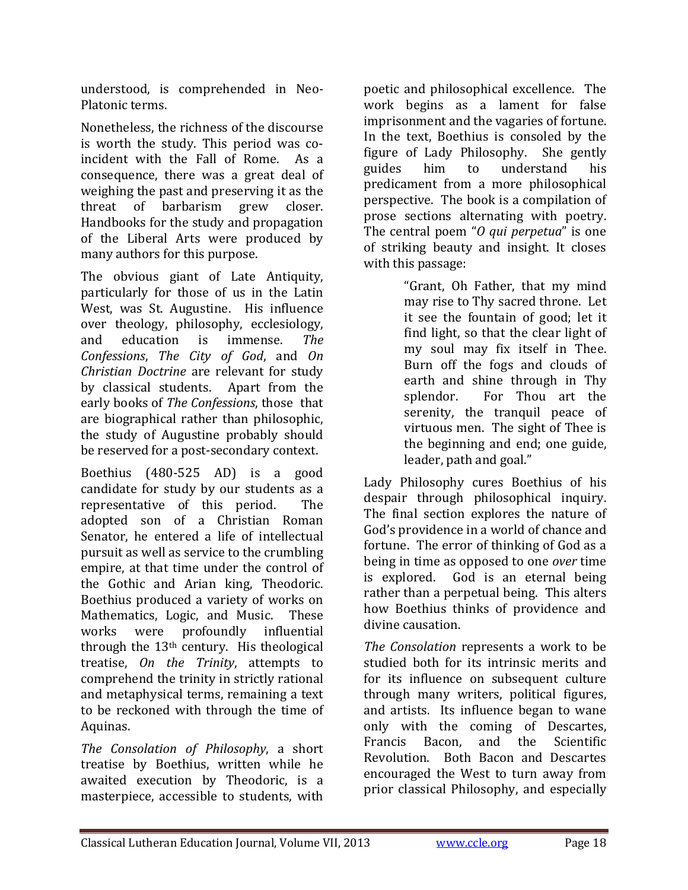understood, is comprehended in Neo-Platonic terms.

Nonetheless, the richness of the discourse is worth the study. This period was co-incident with the Fall of Rome. As a consequence, there was a great deal of weighing the past and preserving it as the threat of barbarism grew closer. Handbooks for the study and propagation of the Liberal Arts were produced by many authors for this purpose.

The obvious giant of Late Antiquity, particularly for those of us in the Latin West, was St. Augustine. His influence over theology, philosophy, ecclesiology, and education is immense. *The Confessions*, *The City of God*, and *On Christian Doctrine* are relevant for study by classical students. Apart from the early books of *The Confessions*, those that are biographical rather than philosophic, the study of Augustine probably should be reserved for a post-secondary context.

Boethius (480-525 AD) is a good candidate for study by our students as a representative of this period. The adopted son of a Christian Roman Senator, he entered a life of intellectual pursuit as well as service to the crumbling empire, at that time under the control of the Gothic and Arian king, Theodoric. Boethius produced a variety of works on Mathematics, Logic, and Music. These works were profoundly influential through the 13th century. His theological treatise, *On the Trinity*, attempts to comprehend the trinity in strictly rational and metaphysical terms, remaining a text to be reckoned with through the time of Aquinas.

*The Consolation of Philosophy*, a short treatise by Boethius, written while he awaited execution by Theodoric, is a masterpiece, accessible to students, with poetic and philosophical excellence. The work begins as a lament for false imprisonment and the vagaries of fortune. In the text, Boethius is consoled by the figure of Lady Philosophy. She gently guides him to understand his predicament from a more philosophical perspective. The book is a compilation of prose sections alternating with poetry. The central poem "*O qui perpetua*" is one of striking beauty and insight. It closes with this passage:

> "Grant, Oh Father, that my mind may rise to Thy sacred throne. Let it see the fountain of good; let it find light, so that the clear light of my soul may fix itself in Thee. Burn off the fogs and clouds of earth and shine through in Thy splendor. For Thou art the serenity, the tranquil peace of virtuous men. The sight of Thee is the beginning and end; one guide, leader, path and goal."

Lady Philosophy cures Boethius of his despair through philosophical inquiry. The final section explores the nature of God's providence in a world of chance and fortune. The error of thinking of God as a being in time as opposed to one *over* time is explored. God is an eternal being rather than a perpetual being. This alters how Boethius thinks of providence and divine causation.

*The Consolation* represents a work to be studied both for its intrinsic merits and for its influence on subsequent culture through many writers, political figures, and artists. Its influence began to wane only with the coming of Descartes, Francis Bacon, and the Scientific Revolution. Both Bacon and Descartes encouraged the West to turn away from prior classical Philosophy, and especially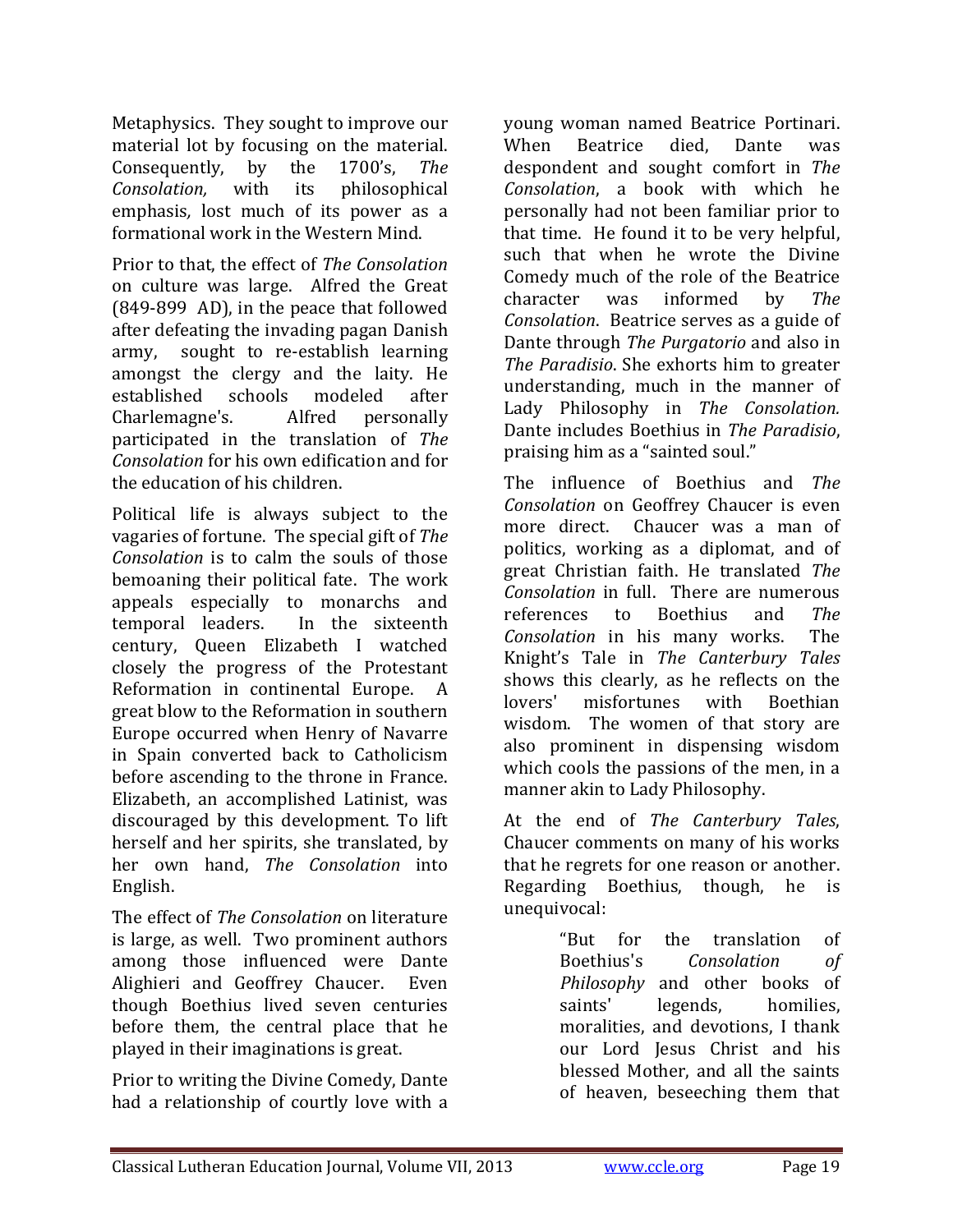Metaphysics. They sought to improve our material lot by focusing on the material. Consequently, by the 1700's, *The Consolation,* with its philosophical emphasis, lost much of its power as a formational work in the Western Mind.

Prior to that, the effect of *The Consolation* on culture was large. Alfred the Great (849-899 AD), in the peace that followed after defeating the invading pagan Danish army, sought to re-establish learning amongst the clergy and the laity. He established schools modeled after Charlemagne's. Alfred personally participated in the translation of *The Consolation* for his own edification and for the education of his children.

Political life is always subject to the vagaries of fortune. The special gift of *The Consolation* is to calm the souls of those bemoaning their political fate. The work appeals especially to monarchs and temporal leaders. In the sixteenth century, Queen Elizabeth I watched closely the progress of the Protestant Reformation in continental Europe. A great blow to the Reformation in southern Europe occurred when Henry of Navarre in Spain converted back to Catholicism before ascending to the throne in France. Elizabeth, an accomplished Latinist, was discouraged by this development. To lift herself and her spirits, she translated, by her own hand, *The Consolation* into English.

The effect of *The Consolation* on literature is large, as well. Two prominent authors among those influenced were Dante Alighieri and Geoffrey Chaucer. Even though Boethius lived seven centuries before them, the central place that he played in their imaginations is great.

Prior to writing the Divine Comedy, Dante had a relationship of courtly love with a young woman named Beatrice Portinari. When Beatrice died, Dante was despondent and sought comfort in *The Consolation*, a book with which he personally had not been familiar prior to that time. He found it to be very helpful, such that when he wrote the Divine Comedy much of the role of the Beatrice character was informed by *The Consolation*. Beatrice serves as a guide of Dante through *The Purgatorio* and also in *The Paradisio*. She exhorts him to greater understanding, much in the manner of Lady Philosophy in *The Consolation.* Dante includes Boethius in *The Paradisio*, praising him as a "sainted soul."

The influence of Boethius and *The Consolation* on Geoffrey Chaucer is even more direct. Chaucer was a man of politics, working as a diplomat, and of great Christian faith. He translated *The Consolation* in full. There are numerous references to Boethius and *The Consolation* in his many works. The Knight's Tale in *The Canterbury Tales* shows this clearly, as he reflects on the lovers' misfortunes with Boethian wisdom. The women of that story are also prominent in dispensing wisdom which cools the passions of the men, in a manner akin to Lady Philosophy.

At the end of *The Canterbury Tales*, Chaucer comments on many of his works that he regrets for one reason or another. Regarding Boethius, though, he is unequivocal:

> "But for the translation of Boethius's *Consolation of Philosophy* and other books of saints' legends, homilies, moralities, and devotions, I thank our Lord Jesus Christ and his blessed Mother, and all the saints of heaven, beseeching them that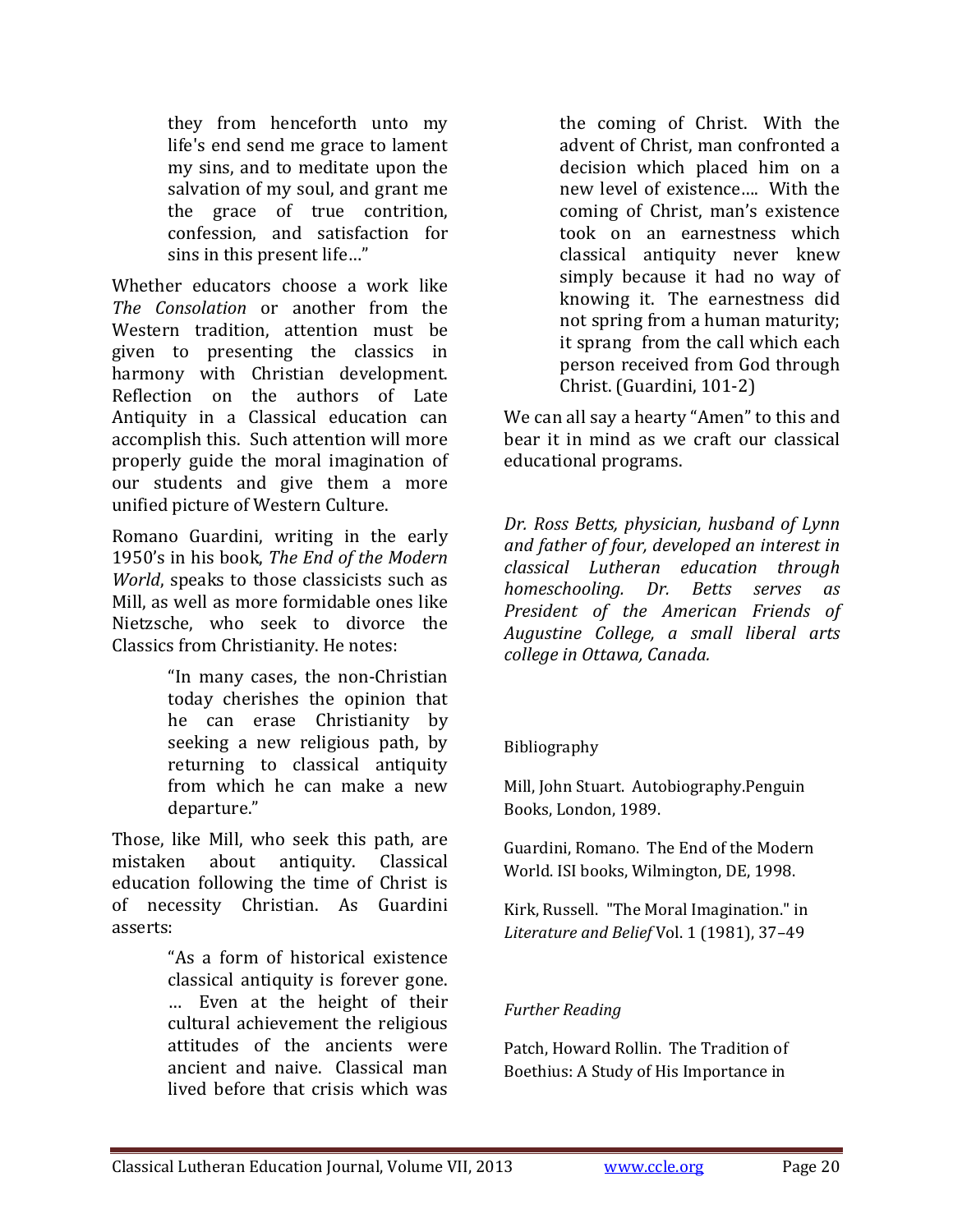> they from henceforth unto my life's end send me grace to lament my sins, and to meditate upon the salvation of my soul, and grant me the grace of true contrition, confession, and satisfaction for sins in this present life…"

Whether educators choose a work like *The Consolation* or another from the Western tradition, attention must be given to presenting the classics in harmony with Christian development. Reflection on the authors of Late Antiquity in a Classical education can accomplish this. Such attention will more properly guide the moral imagination of our students and give them a more unified picture of Western Culture.

Romano Guardini, writing in the early 1950's in his book, *The End of the Modern World*, speaks to those classicists such as Mill, as well as more formidable ones like Nietzsche, who seek to divorce the Classics from Christianity. He notes:

> "In many cases, the non-Christian today cherishes the opinion that he can erase Christianity by seeking a new religious path, by returning to classical antiquity from which he can make a new departure."

Those, like Mill, who seek this path, are mistaken about antiquity. Classical education following the time of Christ is of necessity Christian. As Guardini asserts:

> "As a form of historical existence classical antiquity is forever gone. … Even at the height of their cultural achievement the religious attitudes of the ancients were ancient and naive. Classical man lived before that crisis which was the coming of Christ. With the advent of Christ, man confronted a decision which placed him on a new level of existence…. With the coming of Christ, man's existence took on an earnestness which classical antiquity never knew simply because it had no way of knowing it. The earnestness did not spring from a human maturity; it sprang from the call which each person received from God through Christ. (Guardini, 101-2)

We can all say a hearty "Amen" to this and bear it in mind as we craft our classical educational programs.

*Dr. Ross Betts, physician, husband of Lynn and father of four, developed an interest in classical Lutheran education through homeschooling. Dr. Betts serves as President of the American Friends of Augustine College, a small liberal arts college in Ottawa, Canada.*

Bibliography

Mill, John Stuart. Autobiography.Penguin Books, London, 1989.

Guardini, Romano. The End of the Modern World. ISI books, Wilmington, DE, 1998.

Kirk, Russell. "The Moral Imagination." in *Literature and Belief* Vol. 1 (1981), 37–49

*Further Reading*

Patch, Howard Rollin. The Tradition of Boethius: A Study of His Importance in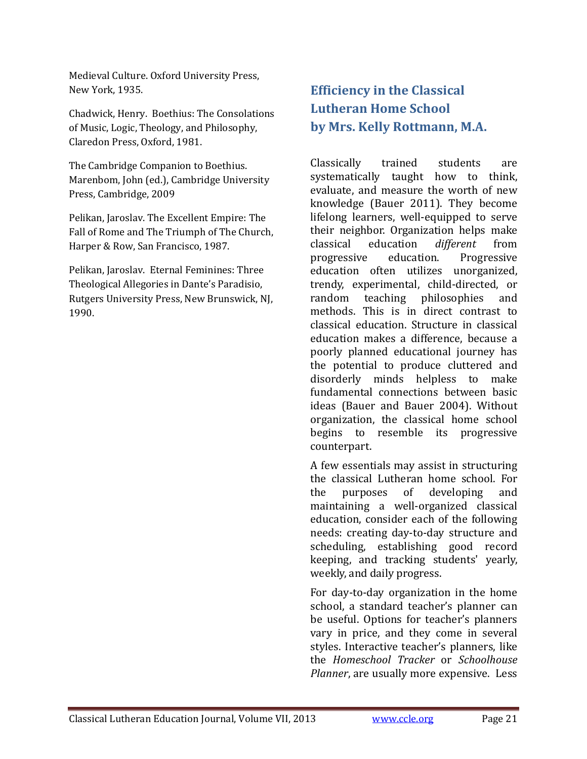Medieval Culture. Oxford University Press, New York, 1935.

Chadwick, Henry. Boethius: The Consolations of Music, Logic, Theology, and Philosophy, Claredon Press, Oxford, 1981.

The Cambridge Companion to Boethius. Marenbom, John (ed.), Cambridge University Press, Cambridge, 2009

Pelikan, Jaroslav. The Excellent Empire: The Fall of Rome and The Triumph of The Church, Harper & Row, San Francisco, 1987.

Pelikan, Jaroslav. Eternal Feminines: Three Theological Allegories in Dante's Paradisio, Rutgers University Press, New Brunswick, NJ, 1990.

## Efficiency in the Classical Lutheran Home School by Mrs. Kelly Rottmann, M.A.

Classically trained students are systematically taught how to think, evaluate, and measure the worth of new knowledge (Bauer 2011). They become lifelong learners, well-equipped to serve their neighbor. Organization helps make classical education *different* from progressive education. Progressive education often utilizes unorganized, trendy, experimental, child-directed, or random teaching philosophies and methods. This is in direct contrast to classical education. Structure in classical education makes a difference, because a poorly planned educational journey has the potential to produce cluttered and disorderly minds helpless to make fundamental connections between basic ideas (Bauer and Bauer 2004). Without organization, the classical home school begins to resemble its progressive counterpart.

A few essentials may assist in structuring the classical Lutheran home school. For the purposes of developing and maintaining a well-organized classical education, consider each of the following needs: creating day-to-day structure and scheduling, establishing good record keeping, and tracking students' yearly, weekly, and daily progress.

For day-to-day organization in the home school, a standard teacher's planner can be useful. Options for teacher's planners vary in price, and they come in several styles. Interactive teacher's planners, like the *Homeschool Tracker* or *Schoolhouse Planner*, are usually more expensive. Less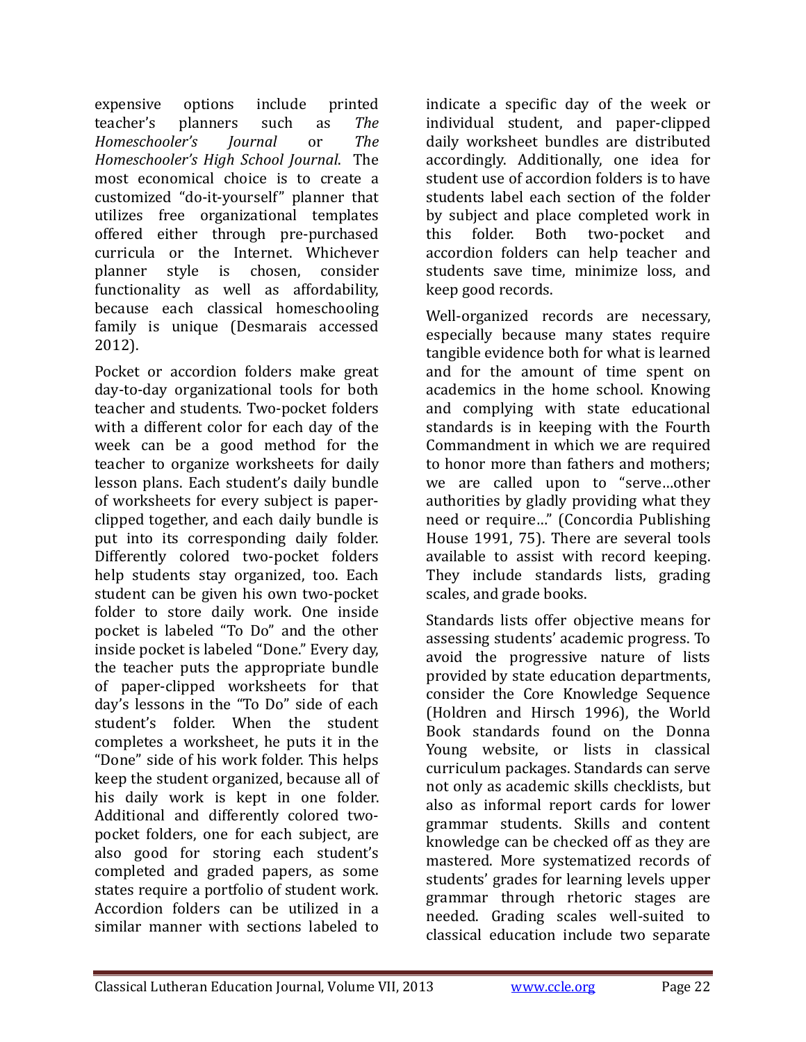expensive options include printed teacher's planners such as *The Homeschooler's Journal* or *The Homeschooler's High School Journal*. The most economical choice is to create a customized "do-it-yourself" planner that utilizes free organizational templates offered either through pre-purchased curricula or the Internet. Whichever planner style is chosen, consider functionality as well as affordability, because each classical homeschooling family is unique (Desmarais accessed 2012).

Pocket or accordion folders make great day-to-day organizational tools for both teacher and students. Two-pocket folders with a different color for each day of the week can be a good method for the teacher to organize worksheets for daily lesson plans. Each student's daily bundle of worksheets for every subject is paper-clipped together, and each daily bundle is put into its corresponding daily folder. Differently colored two-pocket folders help students stay organized, too. Each student can be given his own two-pocket folder to store daily work. One inside pocket is labeled "To Do" and the other inside pocket is labeled "Done." Every day, the teacher puts the appropriate bundle of paper-clipped worksheets for that day's lessons in the "To Do" side of each student's folder. When the student completes a worksheet, he puts it in the "Done" side of his work folder. This helps keep the student organized, because all of his daily work is kept in one folder. Additional and differently colored two-pocket folders, one for each subject, are also good for storing each student's completed and graded papers, as some states require a portfolio of student work. Accordion folders can be utilized in a similar manner with sections labeled to indicate a specific day of the week or individual student, and paper-clipped daily worksheet bundles are distributed accordingly. Additionally, one idea for student use of accordion folders is to have students label each section of the folder by subject and place completed work in this folder. Both two-pocket and accordion folders can help teacher and students save time, minimize loss, and keep good records.

Well-organized records are necessary, especially because many states require tangible evidence both for what is learned and for the amount of time spent on academics in the home school. Knowing and complying with state educational standards is in keeping with the Fourth Commandment in which we are required to honor more than fathers and mothers; we are called upon to "serve…other authorities by gladly providing what they need or require…" (Concordia Publishing House 1991, 75). There are several tools available to assist with record keeping. They include standards lists, grading scales, and grade books.

Standards lists offer objective means for assessing students' academic progress. To avoid the progressive nature of lists provided by state education departments, consider the Core Knowledge Sequence (Holdren and Hirsch 1996), the World Book standards found on the Donna Young website, or lists in classical curriculum packages. Standards can serve not only as academic skills checklists, but also as informal report cards for lower grammar students. Skills and content knowledge can be checked off as they are mastered. More systematized records of students' grades for learning levels upper grammar through rhetoric stages are needed. Grading scales well-suited to classical education include two separate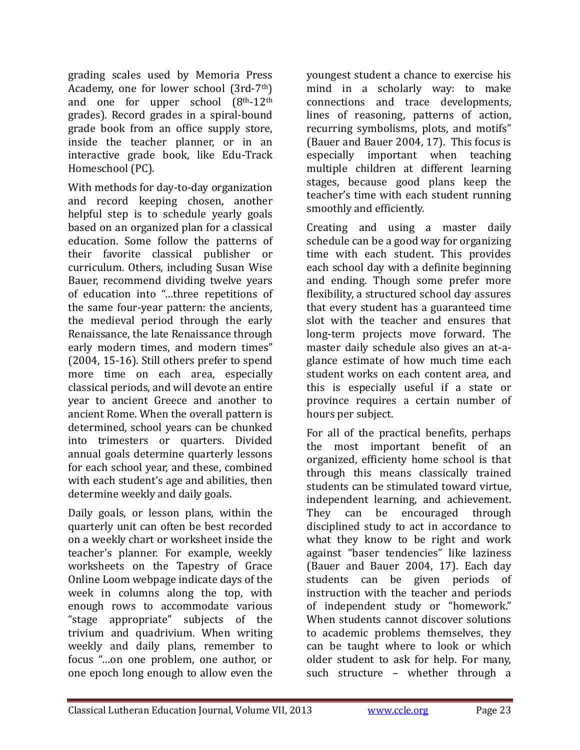grading scales used by Memoria Press Academy, one for lower school (3rd-7th) and one for upper school (8th-12th grades). Record grades in a spiral-bound grade book from an office supply store, inside the teacher planner, or in an interactive grade book, like Edu-Track Homeschool (PC).

With methods for day-to-day organization and record keeping chosen, another helpful step is to schedule yearly goals based on an organized plan for a classical education. Some follow the patterns of their favorite classical publisher or curriculum. Others, including Susan Wise Bauer, recommend dividing twelve years of education into "…three repetitions of the same four-year pattern: the ancients, the medieval period through the early Renaissance, the late Renaissance through early modern times, and modern times" (2004, 15-16). Still others prefer to spend more time on each area, especially classical periods, and will devote an entire year to ancient Greece and another to ancient Rome. When the overall pattern is determined, school years can be chunked into trimesters or quarters. Divided annual goals determine quarterly lessons for each school year, and these, combined with each student's age and abilities, then determine weekly and daily goals.

Daily goals, or lesson plans, within the quarterly unit can often be best recorded on a weekly chart or worksheet inside the teacher's planner. For example, weekly worksheets on the Tapestry of Grace Online Loom webpage indicate days of the week in columns along the top, with enough rows to accommodate various "stage appropriate" subjects of the trivium and quadrivium. When writing weekly and daily plans, remember to focus "…on one problem, one author, or one epoch long enough to allow even the youngest student a chance to exercise his mind in a scholarly way: to make connections and trace developments, lines of reasoning, patterns of action, recurring symbolisms, plots, and motifs" (Bauer and Bauer 2004, 17). This focus is especially important when teaching multiple children at different learning stages, because good plans keep the teacher's time with each student running smoothly and efficiently.

Creating and using a master daily schedule can be a good way for organizing time with each student. This provides each school day with a definite beginning and ending. Though some prefer more flexibility, a structured school day assures that every student has a guaranteed time slot with the teacher and ensures that long-term projects move forward. The master daily schedule also gives an at-a-glance estimate of how much time each student works on each content area, and this is especially useful if a state or province requires a certain number of hours per subject.

For all of the practical benefits, perhaps the most important benefit of an organized, efficiency home school is that through this means classically trained students can be stimulated toward virtue, independent learning, and achievement. They can be encouraged through disciplined study to act in accordance to what they know to be right and work against "baser tendencies" like laziness (Bauer and Bauer 2004, 17). Each day students can be given periods of instruction with the teacher and periods of independent study or "homework." When students cannot discover solutions to academic problems themselves, they can be taught where to look or which older student to ask for help. For many, such structure – whether through a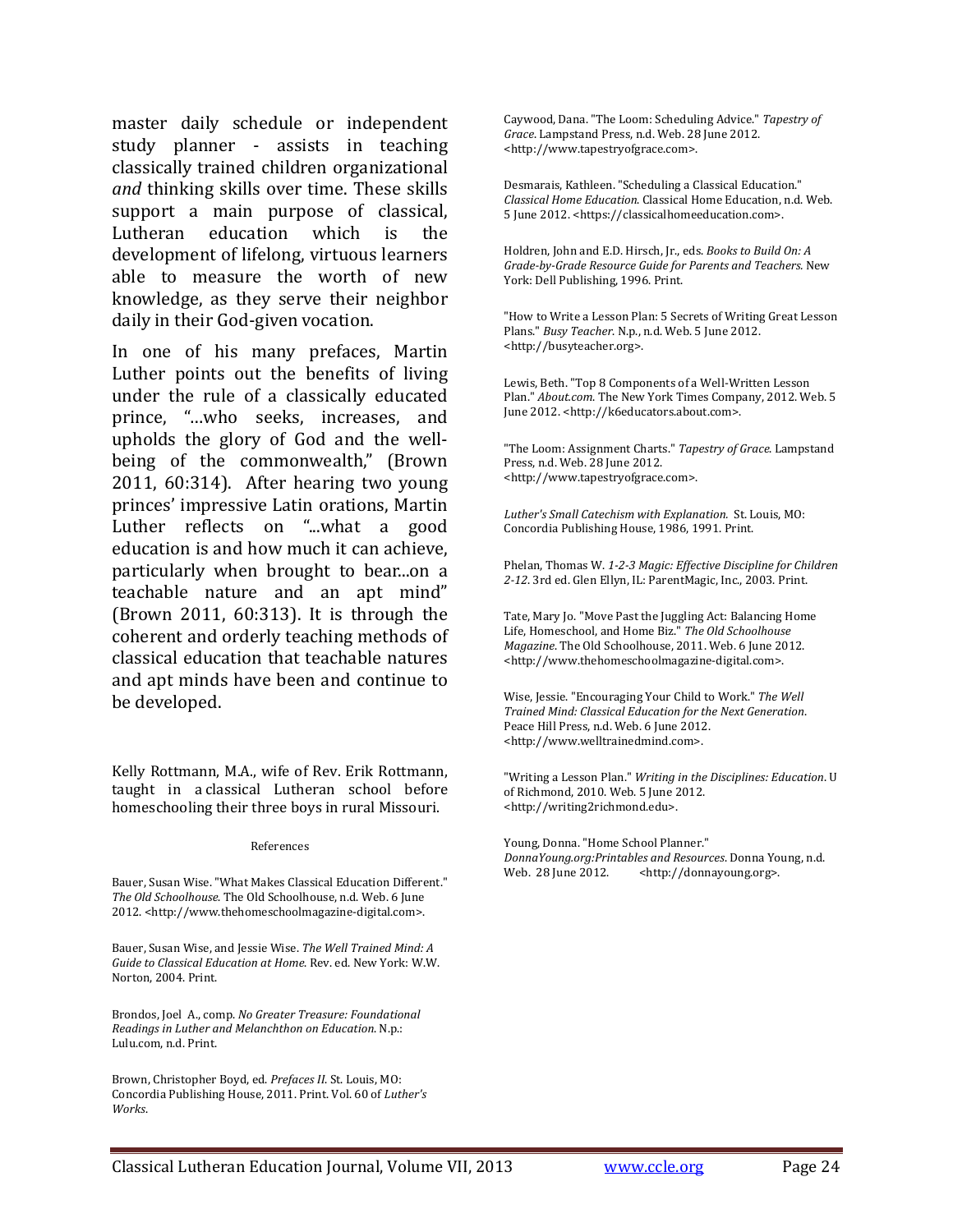master daily schedule or independent study planner - assists in teaching classically trained children organizational *and* thinking skills over time. These skills support a main purpose of classical, Lutheran education which is the development of lifelong, virtuous learners able to measure the worth of new knowledge, as they serve their neighbor daily in their God-given vocation.

In one of his many prefaces, Martin Luther points out the benefits of living under the rule of a classically educated prince, "…who seeks, increases, and upholds the glory of God and the well-being of the commonwealth," (Brown 2011, 60:314). After hearing two young princes' impressive Latin orations, Martin Luther reflects on "...what a good education is and how much it can achieve, particularly when brought to bear...on a teachable nature and an apt mind" (Brown 2011, 60:313). It is through the coherent and orderly teaching methods of classical education that teachable natures and apt minds have been and continue to be developed.

Kelly Rottmann, M.A., wife of Rev. Erik Rottmann, taught in a classical Lutheran school before homeschooling their three boys in rural Missouri.

References

Bauer, Susan Wise. "What Makes Classical Education Different." *The Old Schoolhouse.* The Old Schoolhouse, n.d. Web. 6 June 2012. <http://www.thehomeschoolmagazine-digital.com>.

Bauer, Susan Wise, and Jessie Wise. *The Well Trained Mind: A Guide to Classical Education at Home.* Rev. ed. New York: W.W. Norton, 2004. Print.

Brondos, Joel A., comp. *No Greater Treasure: Foundational Readings in Luther and Melanchthon on Education.* N.p.: Lulu.com, n.d. Print.

Brown, Christopher Boyd, ed. *Prefaces II.* St. Louis, MO: Concordia Publishing House, 2011. Print. Vol. 60 of *Luther's Works.*

Caywood, Dana. "The Loom: Scheduling Advice." *Tapestry of Grace.* Lampstand Press, n.d. Web. 28 June 2012. <http://www.tapestryofgrace.com>.

Desmarais, Kathleen. "Scheduling a Classical Education." *Classical Home Education.* Classical Home Education, n.d. Web. 5 June 2012. <https://classicalhomeeducation.com>.

Holdren, John and E.D. Hirsch, Jr., eds. *Books to Build On: A Grade-by-Grade Resource Guide for Parents and Teachers.* New York: Dell Publishing, 1996. Print.

"How to Write a Lesson Plan: 5 Secrets of Writing Great Lesson Plans." *Busy Teacher.* N.p., n.d. Web. 5 June 2012. <http://busyteacher.org>.

Lewis, Beth. "Top 8 Components of a Well-Written Lesson Plan." *About.com.* The New York Times Company, 2012. Web. 5 June 2012. <http://k6educators.about.com>.

"The Loom: Assignment Charts." *Tapestry of Grace.* Lampstand Press, n.d. Web. 28 June 2012. <http://www.tapestryofgrace.com>.

*Luther's Small Catechism with Explanation.* St. Louis, MO: Concordia Publishing House, 1986, 1991. Print.

Phelan, Thomas W. *1-2-3 Magic: Effective Discipline for Children 2-12.* 3rd ed. Glen Ellyn, IL: ParentMagic, Inc., 2003. Print.

Tate, Mary Jo. "Move Past the Juggling Act: Balancing Home Life, Homeschool, and Home Biz." *The Old Schoolhouse Magazine.* The Old Schoolhouse, 2011. Web. 6 June 2012. <http://www.thehomeschoolmagazine-digital.com>.

Wise, Jessie. "Encouraging Your Child to Work." *The Well Trained Mind: Classical Education for the Next Generation.* Peace Hill Press, n.d. Web. 6 June 2012. <http://www.welltrainedmind.com>.

"Writing a Lesson Plan." *Writing in the Disciplines: Education.* U of Richmond, 2010. Web. 5 June 2012. <http://writing2richmond.edu>.

Young, Donna. "Home School Planner." *DonnaYoung.org:Printables and Resources.* Donna Young, n.d. Web. 28 June 2012. <http://donnayoung.org>.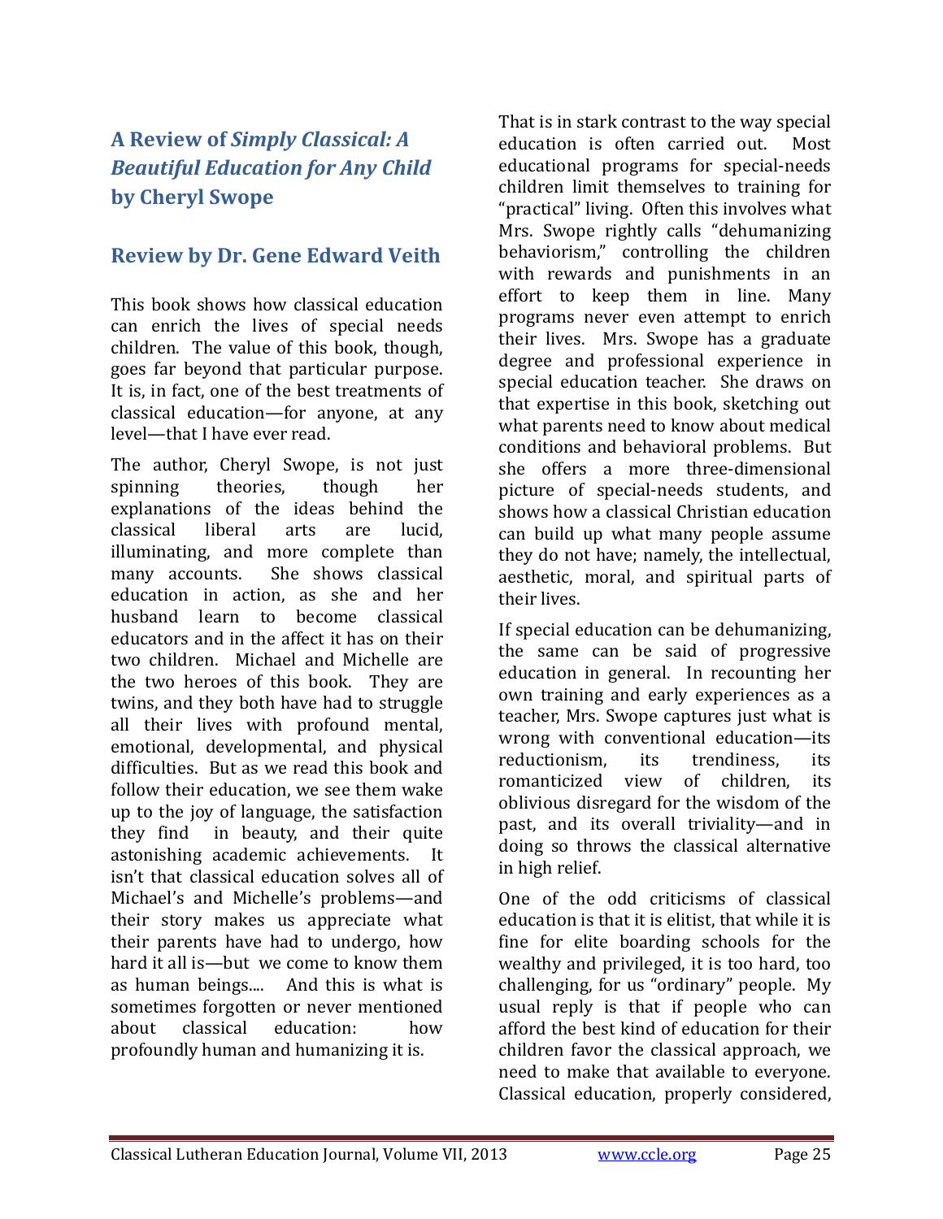## A Review of *Simply Classical: A Beautiful Education for Any Child* by Cheryl Swope

## Review by Dr. Gene Edward Veith

This book shows how classical education can enrich the lives of special needs children. The value of this book, though, goes far beyond that particular purpose. It is, in fact, one of the best treatments of classical education—for anyone, at any level—that I have ever read.

The author, Cheryl Swope, is not just spinning theories, though her explanations of the ideas behind the classical liberal arts are lucid, illuminating, and more complete than many accounts. She shows classical education in action, as she and her husband learn to become classical educators and in the affect it has on their two children. Michael and Michelle are the two heroes of this book. They are twins, and they both have had to struggle all their lives with profound mental, emotional, developmental, and physical difficulties. But as we read this book and follow their education, we see them wake up to the joy of language, the satisfaction they find in beauty, and their quite astonishing academic achievements. It isn't that classical education solves all of Michael's and Michelle's problems—and their story makes us appreciate what their parents have had to undergo, how hard it all is—but we come to know them as human beings.... And this is what is sometimes forgotten or never mentioned about classical education: how profoundly human and humanizing it is.

That is in stark contrast to the way special education is often carried out. Most educational programs for special-needs children limit themselves to training for "practical" living. Often this involves what Mrs. Swope rightly calls "dehumanizing behaviorism," controlling the children with rewards and punishments in an effort to keep them in line. Many programs never even attempt to enrich their lives. Mrs. Swope has a graduate degree and professional experience in special education teacher. She draws on that expertise in this book, sketching out what parents need to know about medical conditions and behavioral problems. But she offers a more three-dimensional picture of special-needs students, and shows how a classical Christian education can build up what many people assume they do not have; namely, the intellectual, aesthetic, moral, and spiritual parts of their lives.

If special education can be dehumanizing, the same can be said of progressive education in general. In recounting her own training and early experiences as a teacher, Mrs. Swope captures just what is wrong with conventional education—its reductionism, its trendiness, its romanticized view of children, its oblivious disregard for the wisdom of the past, and its overall triviality—and in doing so throws the classical alternative in high relief.

One of the odd criticisms of classical education is that it is elitist, that while it is fine for elite boarding schools for the wealthy and privileged, it is too hard, too challenging, for us "ordinary" people. My usual reply is that if people who can afford the best kind of education for their children favor the classical approach, we need to make that available to everyone. Classical education, properly considered,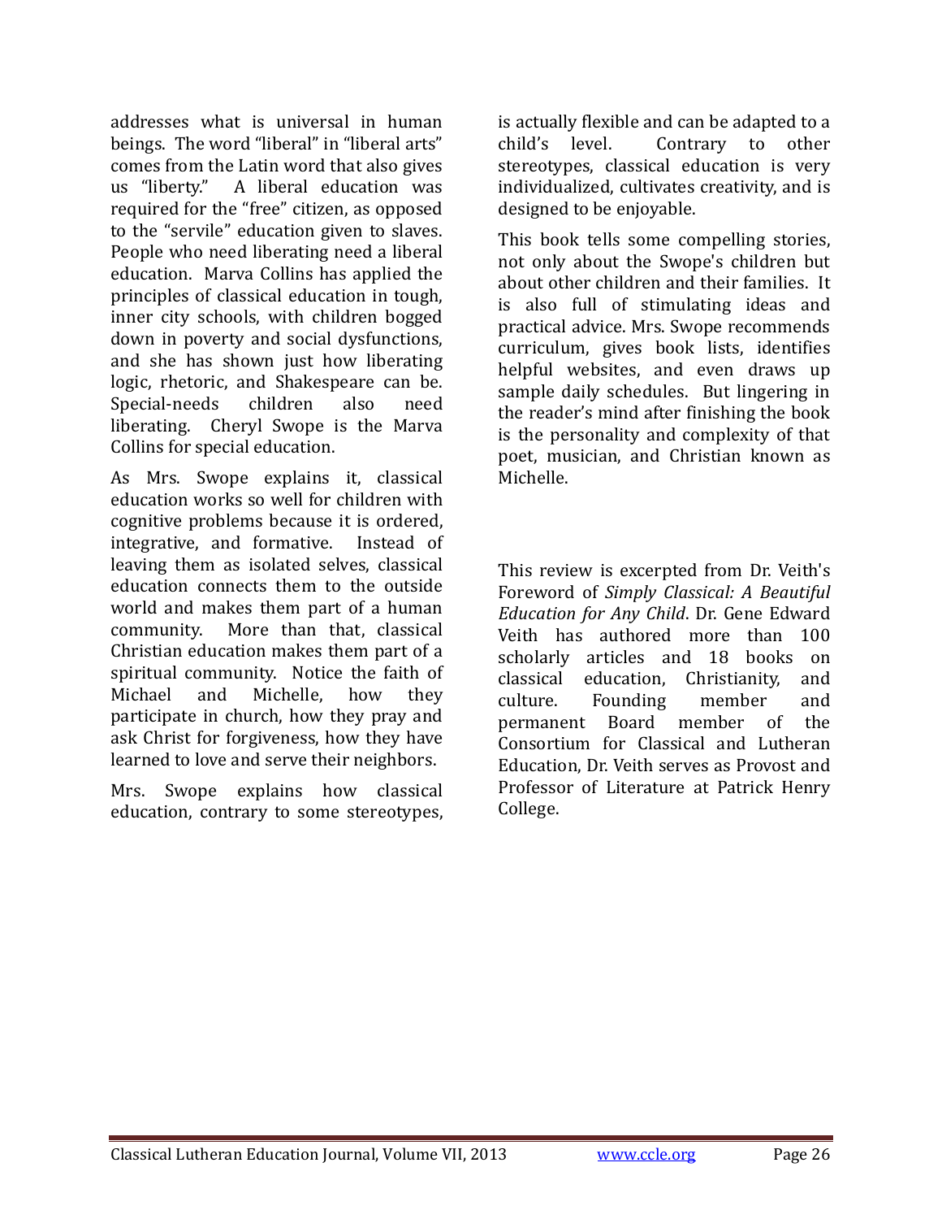addresses what is universal in human beings. The word "liberal" in "liberal arts" comes from the Latin word that also gives us "liberty." A liberal education was required for the "free" citizen, as opposed to the "servile" education given to slaves. People who need liberating need a liberal education. Marva Collins has applied the principles of classical education in tough, inner city schools, with children bogged down in poverty and social dysfunctions, and she has shown just how liberating logic, rhetoric, and Shakespeare can be. Special-needs children also need liberating. Cheryl Swope is the Marva Collins for special education.

As Mrs. Swope explains it, classical education works so well for children with cognitive problems because it is ordered, integrative, and formative. Instead of leaving them as isolated selves, classical education connects them to the outside world and makes them part of a human community. More than that, classical Christian education makes them part of a spiritual community. Notice the faith of Michael and Michelle, how they participate in church, how they pray and ask Christ for forgiveness, how they have learned to love and serve their neighbors.

Mrs. Swope explains how classical education, contrary to some stereotypes, is actually flexible and can be adapted to a child's level. Contrary to other stereotypes, classical education is very individualized, cultivates creativity, and is designed to be enjoyable.

This book tells some compelling stories, not only about the Swope's children but about other children and their families. It is also full of stimulating ideas and practical advice. Mrs. Swope recommends curriculum, gives book lists, identifies helpful websites, and even draws up sample daily schedules. But lingering in the reader's mind after finishing the book is the personality and complexity of that poet, musician, and Christian known as Michelle.

This review is excerpted from Dr. Veith's Foreword of *Simply Classical: A Beautiful Education for Any Child*. Dr. Gene Edward Veith has authored more than 100 scholarly articles and 18 books on classical education, Christianity, and culture. Founding member and permanent Board member of the Consortium for Classical and Lutheran Education, Dr. Veith serves as Provost and Professor of Literature at Patrick Henry College.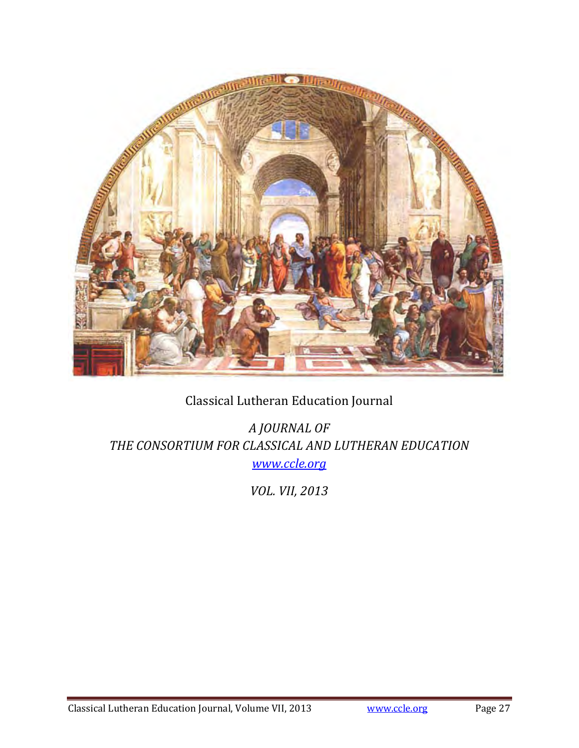Classical Lutheran Education Journal

*A JOURNAL OF*
*THE CONSORTIUM FOR CLASSICAL AND LUTHERAN EDUCATION*
*[www.ccle.org](http://www.ccle.org)*

*VOL. VII, 2013*